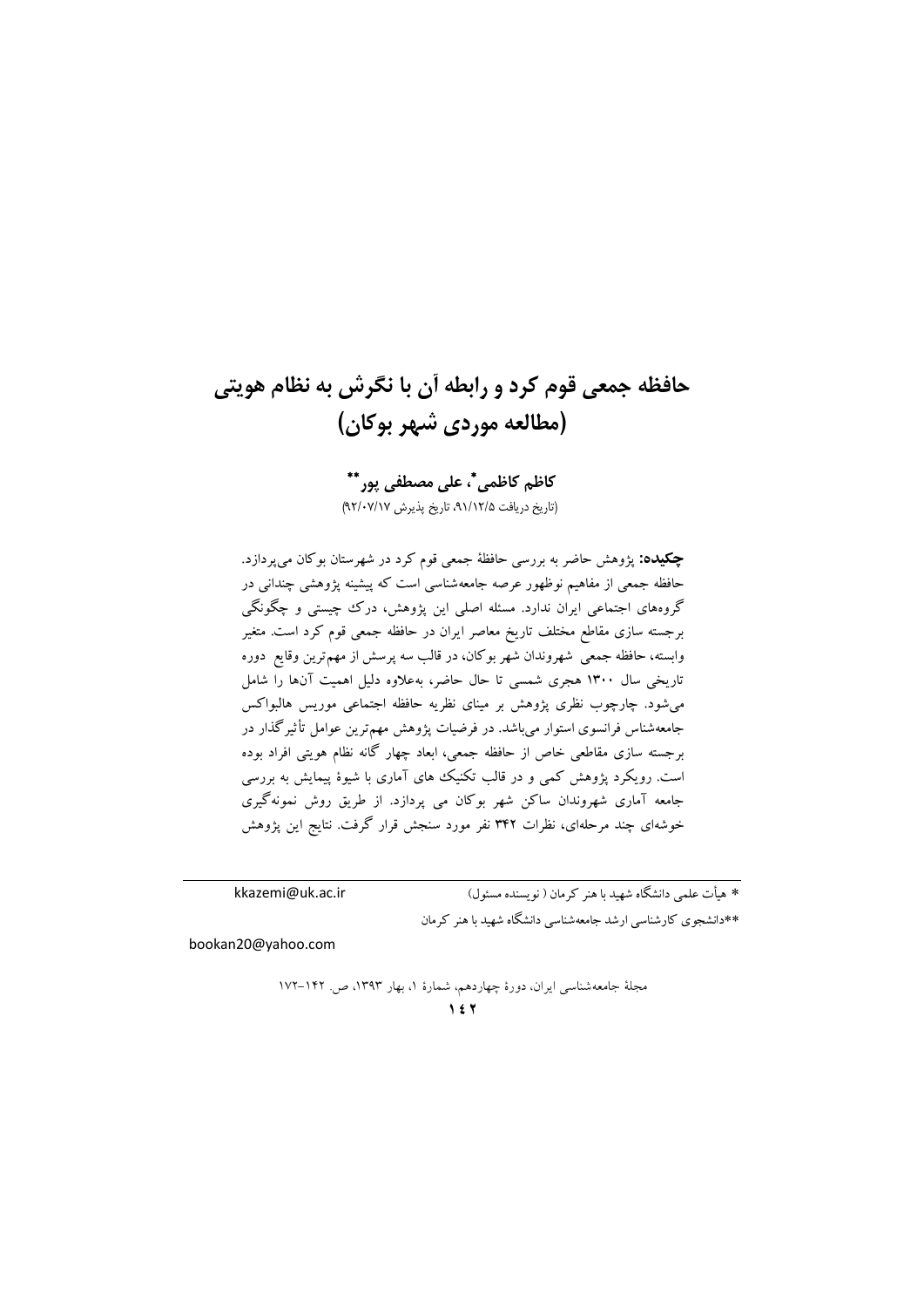# حافظه جمعی قوم کرد و رابطه آن با نگرش به نظام هویتی (مطالعه موردی شهر بوکان)

**کاظم کاظمی***، **علی مصطفی پور****

(تاریخ دریافت ۹۱/۱۲/۵، تاریخ پذیرش ۹۲/۰۷/۱۷)

**چکیده:** پژوهش حاضر به بررسی حافظهٔ جمعی قوم کرد در شهرستان بوکان می‌پردازد. حافظه جمعی از مفاهیم نوظهور عرصه جامعه‌شناسی است که پیشینه پژوهشی چندانی در گروه‌های اجتماعی ایران ندارد. مسئله اصلی این پژوهش، درک چیستی و چگونگی برجسته سازی مقاطع مختلف تاریخ معاصر ایران در حافظه جمعی قوم کرد است. متغیر وابسته، حافظه جمعی شهروندان شهر بوکان، در قالب سه پرسش از مهم‌ترین وقایع دوره تاریخی سال ۱۳۰۰ هجری شمسی تا حال حاضر، به‌علاوه دلیل اهمیت آن‌ها را شامل می‌شود. چارچوب نظری پژوهش بر مبنای نظریه حافظه اجتماعی موریس هالبواکس جامعه‌شناس فرانسوی استوار می‌باشد. در فرضیات پژوهش مهم‌ترین عوامل تأثیرگذار در برجسته سازی مقاطعی خاص از حافظه جمعی، ابعاد چهار گانه نظام هویتی افراد بوده است. رویکرد پژوهش کمی و در قالب تکنیک های آماری با شیوهٔ پیمایش به بررسی جامعه آماری شهروندان ساکن شهر بوکان می پردازد. از طریق روش نمونه‌گیری خوشه‌ای چند مرحله‌ای، نظرات ۳۴۲ نفر مورد سنجش قرار گرفت. نتایج این پژوهش

---

* هیأت علمی دانشگاه شهید با هنر کرمان ( نویسنده مسئول) kkazemi@uk.ac.ir

**دانشجوی کارشناسی ارشد جامعه‌شناسی دانشگاه شهید با هنر کرمان bookan20@yahoo.com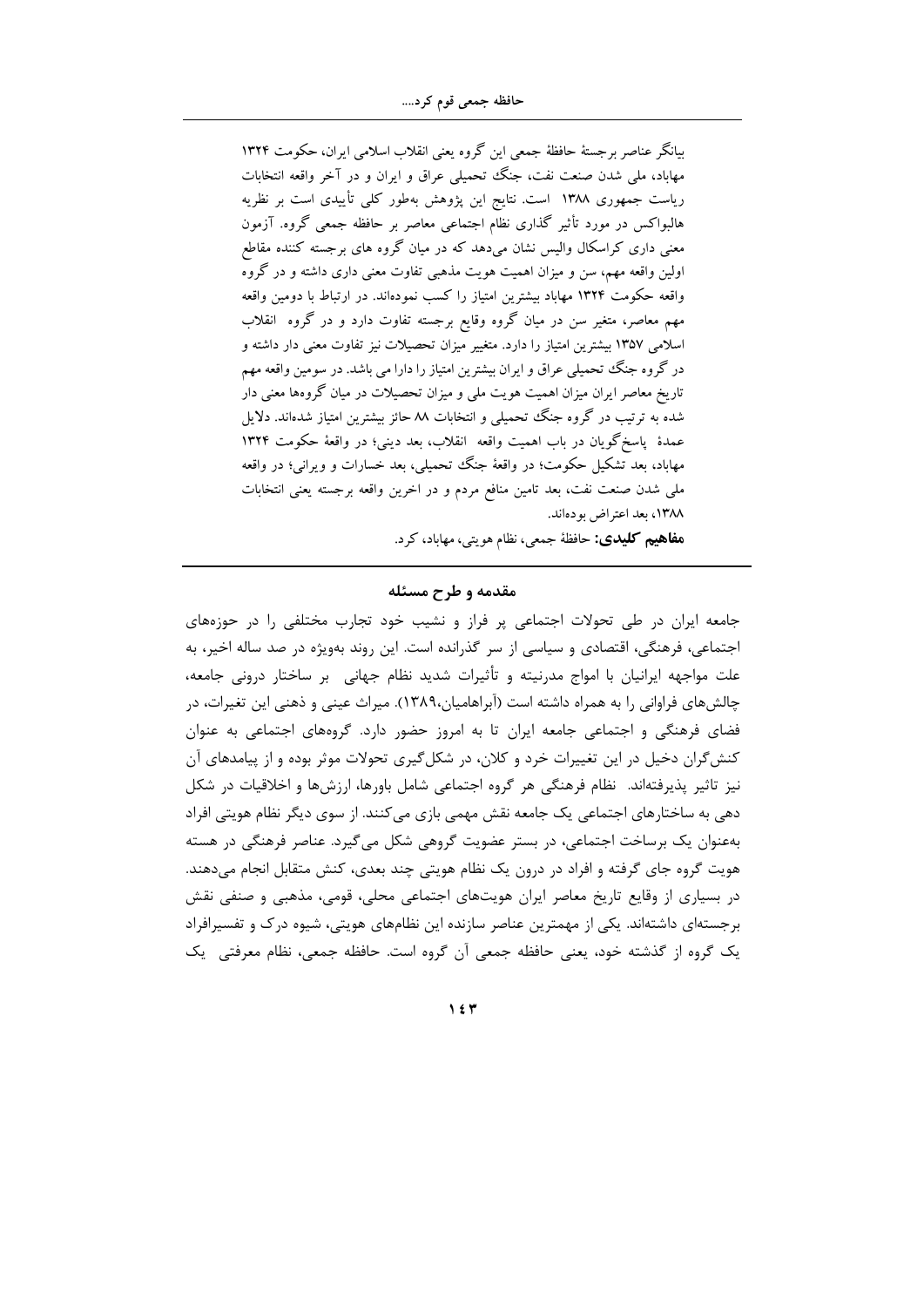بیانگر عناصر برجستهٔ حافظهٔ جمعی این گروه یعنی انقلاب اسلامی ایران، حکومت ۱۳۲۴ مهاباد، ملی شدن صنعت نفت، جنگ تحمیلی عراق و ایران و در آخر واقعه انتخابات ریاست جمهوری ۱۳۸۸ است. نتایج این پژوهش به‌طور کلی تأییدی است بر نظریه هالبواکس در مورد تأثیر گذاری نظام اجتماعی معاصر بر حافظه جمعی گروه. آزمون معنی داری کراسکال والیس نشان می‌دهد که در میان گروه های برجسته کننده مقاطع اولین واقعه مهم، سن و میزان اهمیت هویت مذهبی تفاوت معنی داری داشته و در گروه واقعه حکومت ۱۳۲۴ مهاباد بیشترین امتیاز را کسب نموده‌اند. در ارتباط با دومین واقعه مهم معاصر، متغیر سن در میان گروه وقایع برجسته تفاوت دارد و در گروه انقلاب اسلامی ۱۳۵۷ بیشترین امتیاز را دارد. متغیر میزان تحصیلات نیز تفاوت معنی دار داشته و در گروه جنگ تحمیلی عراق و ایران بیشترین امتیاز را دارا می باشد. در سومین واقعه مهم تاریخ معاصر ایران میزان اهمیت هویت ملی و میزان تحصیلات در میان گروه‌ها معنی دار شده به ترتیب در گروه جنگ تحمیلی و انتخابات ۸۸ حائز بیشترین امتیاز شده‌اند. دلایل عمدهٔ پاسخ‌گویان در باب اهمیت واقعه انقلاب، بعد دینی؛ در واقعهٔ حکومت ۱۳۲۴ مهاباد، بعد تشکیل حکومت؛ در واقعهٔ جنگ تحمیلی، بعد خسارات و ویرانی؛ در واقعه ملی شدن صنعت نفت، بعد تامین منافع مردم و در اخرین واقعه برجسته یعنی انتخابات ۱۳۸۸، بعد اعتراض بوده‌اند.

**مفاهیم کلیدی:** حافظهٔ جمعی، نظام هویتی، مهاباد، کرد.

## مقدمه و طرح مسئله

جامعه ایران در طی تحولات اجتماعی پر فراز و نشیب خود تجارب مختلفی را در حوزه‌های اجتماعی، فرهنگی، اقتصادی و سیاسی از سر گذرانده است. این روند به‌ویژه در صد ساله اخیر، به علت مواجهه ایرانیان با امواج مدرنیته و تأثیرات شدید نظام جهانی بر ساختار درونی جامعه، چالش‌های فراوانی را به همراه داشته است (آبراهامیان،۱۳۸۹). میراث عینی و ذهنی این تغیرات، در فضای فرهنگی و اجتماعی جامعه ایران تا به امروز حضور دارد. گروه‌های اجتماعی به عنوان کنش‌گران دخیل در این تغییرات خرد و کلان، در شکل‌گیری تحولات موثر بوده و از پیامدهای آن نیز تاثیر پذیرفته‌اند. نظام فرهنگی هر گروه اجتماعی شامل باورها، ارزش‌ها و اخلاقیات در شکل دهی به ساختارهای اجتماعی یک جامعه نقش مهمی بازی می‌کنند. از سوی دیگر نظام هویتی افراد به‌عنوان یک برساخت اجتماعی، در بستر عضویت گروهی شکل می‌گیرد. عناصر فرهنگی در هسته هویت گروه جای گرفته و افراد در درون یک نظام هویتی چند بعدی، کنش متقابل انجام می‌دهند. در بسیاری از وقایع تاریخ معاصر ایران هویت‌های اجتماعی محلی، قومی، مذهبی و صنفی نقش برجسته‌ای داشته‌اند. یکی از مهمترین عناصر سازنده این نظام‌های هویتی، شیوه درک و تفسیرافراد یک گروه از گذشته خود، یعنی حافظه جمعی آن گروه است. حافظه جمعی، نظام معرفتی یک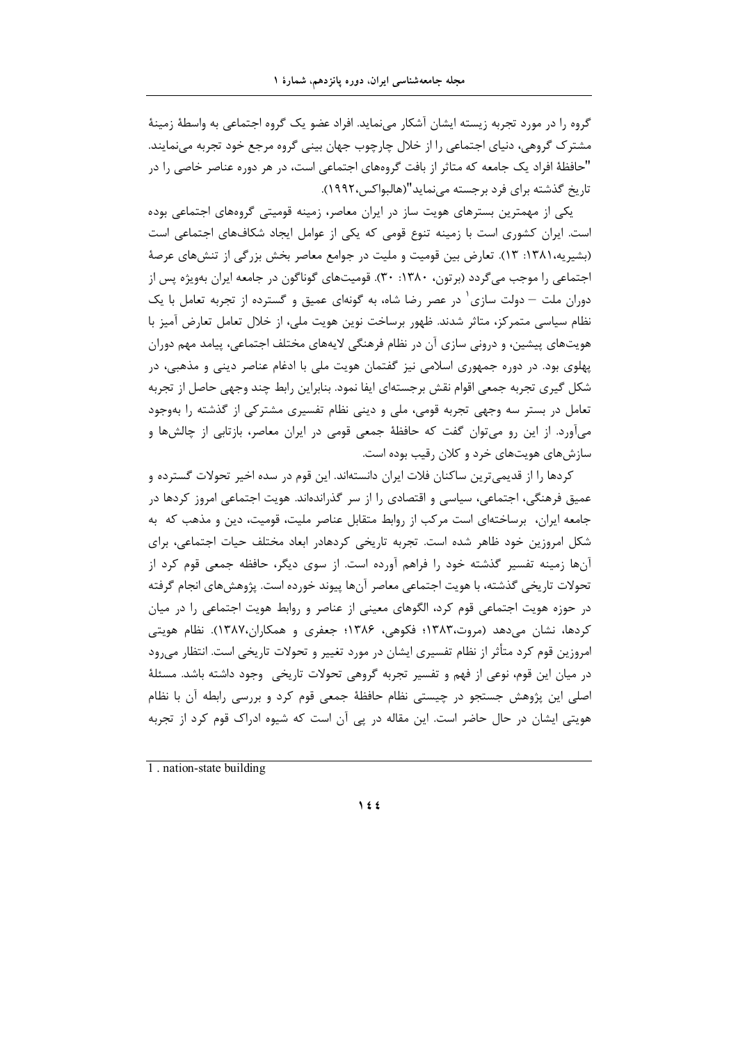گروه را در مورد تجربه زیسته ایشان آشکار می‌نماید. افراد عضو یک گروه اجتماعی به واسطهٔ زمینهٔ مشترک گروهی، دنیای اجتماعی را از خلال چارچوب جهان بینی گروه مرجع خود تجربه می‌نمایند. "حافظهٔ افراد یک جامعه که متاثر از بافت گروه‌های اجتماعی است، در هر دوره عناصر خاصی را در تاریخ گذشته برای فرد برجسته می‌نماید"(هالبواکس،۱۹۹۲).

یکی از مهمترین بسترهای هویت ساز در ایران معاصر، زمینه قومیتی گروه‌های اجتماعی بوده است. ایران کشوری است با زمینه تنوع قومی که یکی از عوامل ایجاد شکاف‌های اجتماعی است (بشیریه،۱۳۸۱: ۱۳). تعارض بین قومیت و ملیت در جوامع معاصر بخش بزرگی از تنش‌های عرصهٔ اجتماعی را موجب می‌گردد (برتون، ۱۳۸۰: ۳۰). قومیت‌های گوناگون در جامعه ایران به‌ویژه پس از دوران ملت – دولت سازی[1] در عصر رضا شاه، به گونه‌ای عمیق و گسترده از تجربه تعامل با یک نظام سیاسی متمرکز، متاثر شدند. ظهور برساخت نوین هویت ملی، از خلال تعامل تعارض آمیز با هویت‌های پیشین، و درونی سازی آن در نظام فرهنگی لایه‌های مختلف اجتماعی، پیامد مهم دوران پهلوی بود. در دوره جمهوری اسلامی نیز گفتمان هویت ملی با ادغام عناصر دینی و مذهبی، در شکل گیری تجربه جمعی اقوام نقش برجسته‌ای ایفا نمود. بنابراین رابط چند وجهی حاصل از تجربه تعامل در بستر سه وجهی تجربه قومی، ملی و دینی نظام تفسیری مشترکی از گذشته را به‌وجود می‌آورد. از این رو می‌توان گفت که حافظهٔ جمعی قومی در ایران معاصر، بازتابی از چالش‌ها و سازش‌های هویت‌های خرد و کلان رقیب بوده است.

کردها را از قدیمی‌ترین ساکنان فلات ایران دانسته‌اند. این قوم در سده اخیر تحولات گسترده و عمیق فرهنگی، اجتماعی، سیاسی و اقتصادی را از سر گذرانده‌اند. هویت اجتماعی امروز کردها در جامعه ایران، برساخته‌ای است مرکب از روابط متقابل عناصر ملیت، قومیت، دین و مذهب که به شکل امروزین خود ظاهر شده است. تجربه تاریخی کردهادر ابعاد مختلف حیات اجتماعی، برای آن‌ها زمینه تفسیر گذشته خود را فراهم آورده است. از سوی دیگر، حافظه جمعی قوم کرد از تحولات تاریخی گذشته، با هویت اجتماعی معاصر آن‌ها پیوند خورده است. پژوهش‌های انجام گرفته در حوزه هویت اجتماعی قوم کرد، الگوهای معینی از عناصر و روابط هویت اجتماعی را در میان کردها، نشان می‌دهد (مروت،۱۳۸۳؛ فکوهی، ۱۳۸۶؛ جعفری و همکاران،۱۳۸۷). نظام هویتی امروزین قوم کرد متأثر از نظام تفسیری ایشان در مورد تغییر و تحولات تاریخی است. انتظار می‌رود در میان این قوم، نوعی از فهم و تفسیر تجربه گروهی تحولات تاریخی وجود داشته باشد. مسئلهٔ اصلی این پژوهش جستجو در چیستی نظام حافظهٔ جمعی قوم کرد و بررسی رابطه آن با نظام هویتی ایشان در حال حاضر است. این مقاله در پی آن است که شیوه ادراک قوم کرد از تجربه

---

1 . nation-state building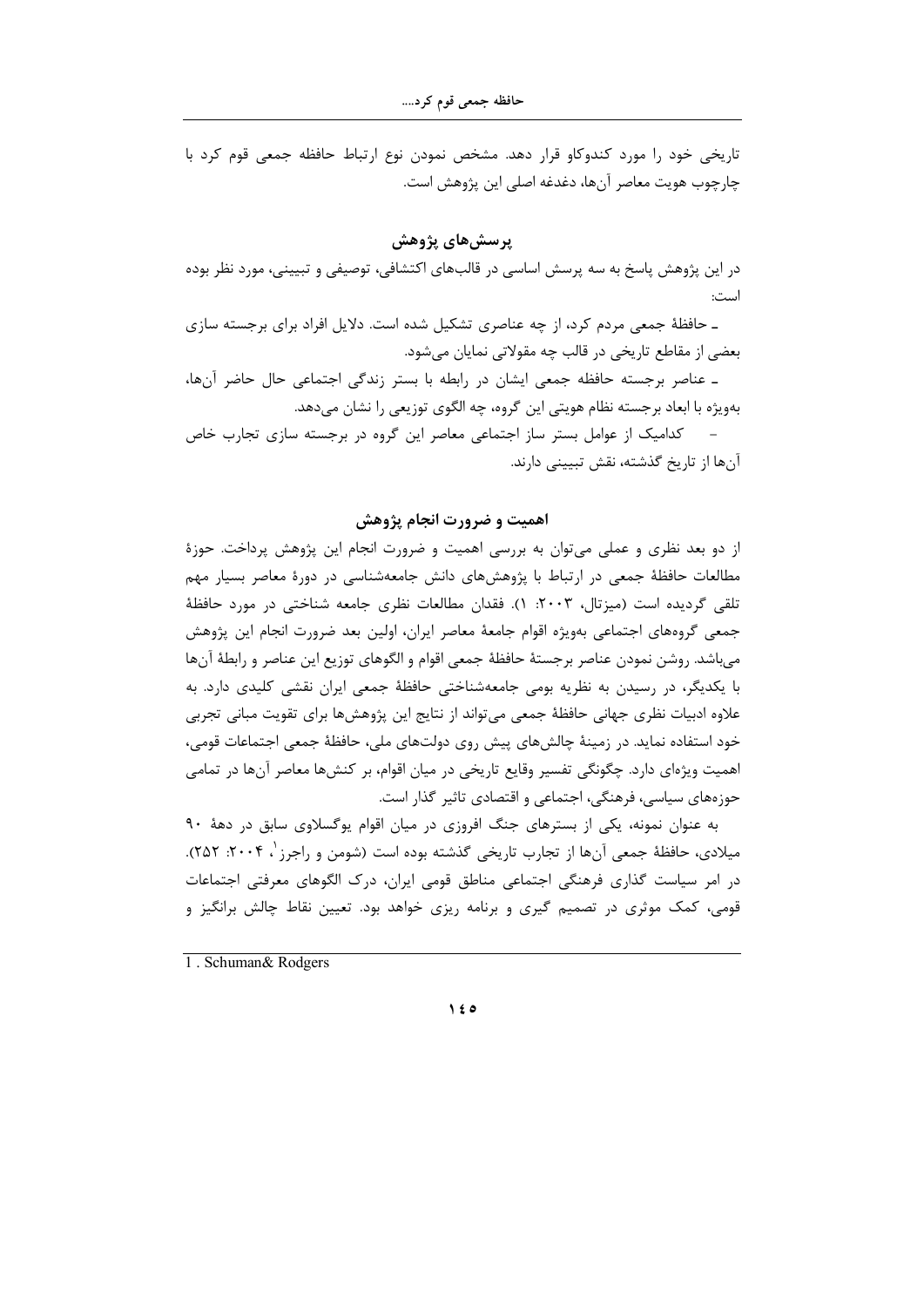تاریخی خود را مورد کندوکاو قرار دهد. مشخص نمودن نوع ارتباط حافظه جمعی قوم کرد با چارچوب هویت معاصر آن‌ها، دغدغه اصلی این پژوهش است.

## پرسش‌های پژوهش

در این پژوهش پاسخ به سه پرسش اساسی در قالب‌های اکتشافی، توصیفی و تبیینی، مورد نظر بوده است:

ـ حافظهٔ جمعی مردم کرد، از چه عناصری تشکیل شده است. دلایل افراد برای برجسته سازی بعضی از مقاطع تاریخی در قالب چه مقولاتی نمایان می‌شود.

ـ عناصر برجسته حافظه جمعی ایشان در رابطه با بستر زندگی اجتماعی حال حاضر آن‌ها، به‌ویژه با ابعاد برجسته نظام هویتی این گروه، چه الگوی توزیعی را نشان می‌دهد.

- کدامیک از عوامل بستر ساز اجتماعی معاصر این گروه در برجسته سازی تجارب خاص آن‌ها از تاریخ گذشته، نقش تبیینی دارند.

## اهمیت و ضرورت انجام پژوهش

از دو بعد نظری و عملی می‌توان به بررسی اهمیت و ضرورت انجام این پژوهش پرداخت. حوزهٔ مطالعات حافظهٔ جمعی در ارتباط با پژوهش‌های دانش جامعه‌شناسی در دورهٔ معاصر بسیار مهم تلقی گردیده است (میزتال، ۲۰۰۳: ۱). فقدان مطالعات نظری جامعه شناختی در مورد حافظهٔ جمعی گروه‌های اجتماعی به‌ویژه اقوام جامعهٔ معاصر ایران، اولین بعد ضرورت انجام این پژوهش می‌باشد. روشن نمودن عناصر برجستهٔ حافظهٔ جمعی اقوام و الگوهای توزیع این عناصر و رابطهٔ آن‌ها با یکدیگر، در رسیدن به نظریه بومی جامعه‌شناختی حافظهٔ جمعی ایران نقشی کلیدی دارد. به علاوه ادبیات نظری جهانی حافظهٔ جمعی می‌تواند از نتایج این پژوهش‌ها برای تقویت مبانی تجربی خود استفاده نماید. در زمینهٔ چالش‌های پیش روی دولت‌های ملی، حافظهٔ جمعی اجتماعات قومی، اهمیت ویژه‌ای دارد. چگونگی تفسیر وقایع تاریخی در میان اقوام، بر کنش‌ها معاصر آن‌ها در تمامی حوزه‌های سیاسی، فرهنگی، اجتماعی و اقتصادی تاثیر گذار است.

به عنوان نمونه، یکی از بسترهای جنگ افروزی در میان اقوام یوگسلاوی سابق در دههٔ ۹۰ میلادی، حافظهٔ جمعی آن‌ها از تجارب تاریخی گذشته بوده است (شومن و راجرز[1]، ۲۰۰۴: ۲۵۲). در امر سیاست گذاری فرهنگی اجتماعی مناطق قومی ایران، درک الگوهای معرفتی اجتماعات قومی، کمک موثری در تصمیم گیری و برنامه ریزی خواهد بود. تعیین نقاط چالش برانگیز و

---

1 . Schuman& Rodgers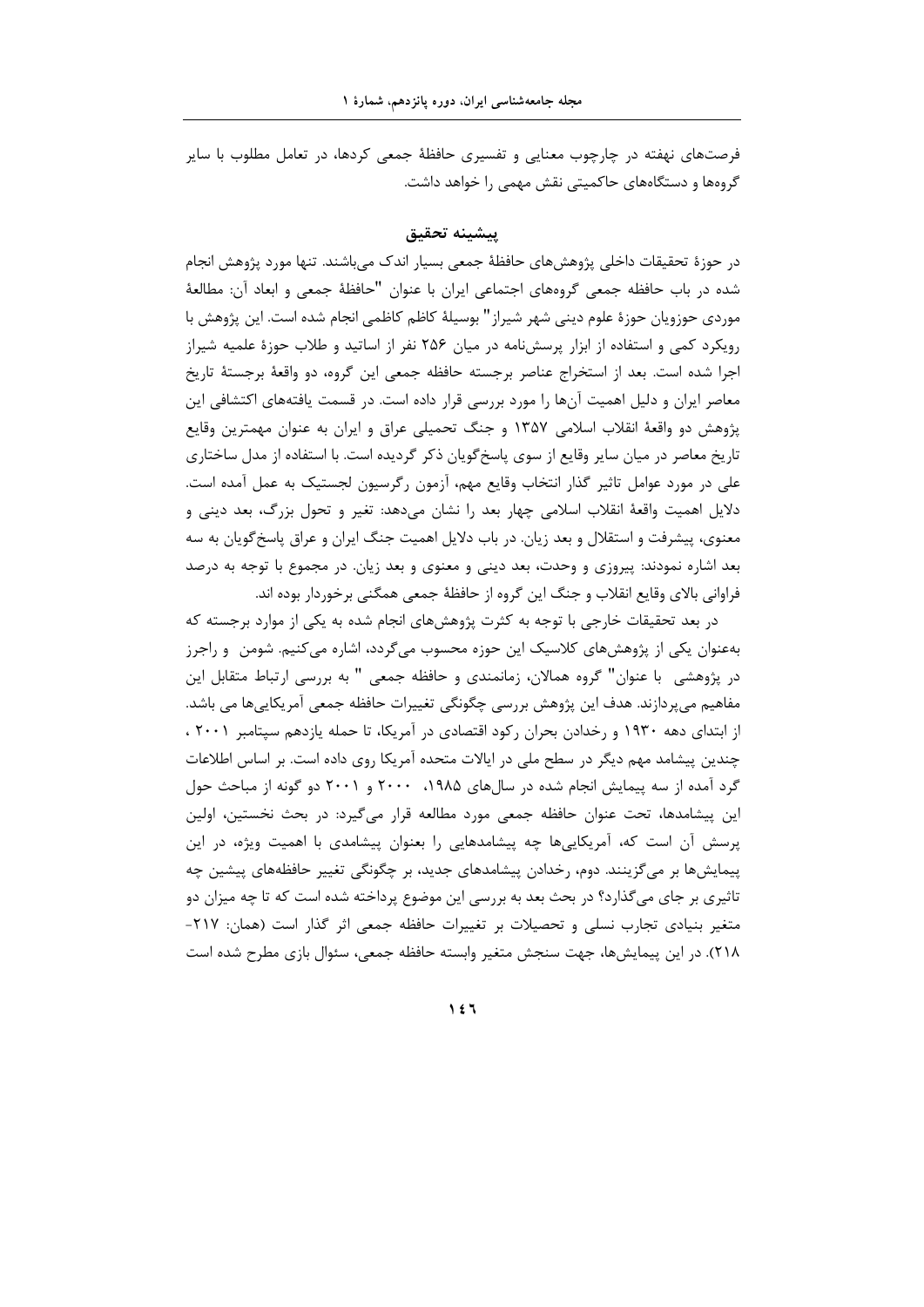فرصت‌های نهفته در چارچوب معنایی و تفسیری حافظهٔ جمعی کردها، در تعامل مطلوب با سایر گروه‌ها و دستگاه‌های حاکمیتی نقش مهمی را خواهد داشت.

## پیشینه تحقیق

در حوزهٔ تحقیقات داخلی پژوهش‌های حافظهٔ جمعی بسیار اندک می‌باشند. تنها مورد پژوهش انجام شده در باب حافظه جمعی گروه‌های اجتماعی ایران با عنوان "حافظهٔ جمعی و ابعاد آن: مطالعهٔ موردی حوزویان حوزهٔ علوم دینی شهر شیراز" بوسیلهٔ کاظم کاظمی انجام شده است. این پژوهش با رویکرد کمی و استفاده از ابزار پرسش‌نامه در میان ۲۵۶ نفر از اساتید و طلاب حوزهٔ علمیه شیراز اجرا شده است. بعد از استخراج عناصر برجسته حافظه جمعی این گروه، دو واقعهٔ برجستهٔ تاریخ معاصر ایران و دلیل اهمیت آن‌ها را مورد بررسی قرار داده است. در قسمت یافته‌های اکتشافی این پژوهش دو واقعهٔ انقلاب اسلامی ۱۳۵۷ و جنگ تحمیلی عراق و ایران به عنوان مهمترین وقایع تاریخ معاصر در میان سایر وقایع از سوی پاسخ‌گویان ذکر گردیده است. با استفاده از مدل ساختاری علی در مورد عوامل تاثیر گذار انتخاب وقایع مهم، آزمون رگرسیون لجستیک به عمل آمده است. دلایل اهمیت واقعهٔ انقلاب اسلامی چهار بعد را نشان می‌دهد: تغیر و تحول بزرگ، بعد دینی و معنوی، پیشرفت و استقلال و بعد زبان. در باب دلایل اهمیت جنگ ایران و عراق پاسخ‌گویان به سه بعد اشاره نمودند: پیروزی و وحدت، بعد دینی و معنوی و بعد زبان. در مجموع با توجه به درصد فراوانی بالای وقایع انقلاب و جنگ این گروه از حافظهٔ جمعی همگنی برخوردار بوده اند.

در بعد تحقیقات خارجی با توجه به کثرت پژوهش‌های انجام شده به یکی از موارد برجسته که به‌عنوان یکی از پژوهش‌های کلاسیک این حوزه محسوب می‌گردد، اشاره می‌کنیم. شومن و راجرز در پژوهشی با عنوان" گروه همالان، زمانمندی و حافظه جمعی " به بررسی ارتباط متقابل این مفاهیم می‌پردازند. هدف این پژوهش بررسی چگونگی تغییرات حافظه جمعی آمریکایی‌ها می باشد. از ابتدای دهه ۱۹۳۰ و رخدادن بحران رکود اقتصادی در آمریکا، تا حمله یازدهم سپتامبر ۲۰۰۱ ، چندین پیشامد مهم دیگر در سطح ملی در ایالات متحده آمریکا روی داده است. بر اساس اطلاعات گرد آمده از سه پیمایش انجام شده در سال‌های ۱۹۸۵، ۲۰۰۰ و ۲۰۰۱ دو گونه از مباحث حول این پیشامدها، تحت عنوان حافظه جمعی مورد مطالعه قرار می‌گیرد: در بحث نخستین، اولین پرسش آن است که، آمریکایی‌ها چه پیشامدهایی را بعنوان پیشامدی با اهمیت ویژه، در این پیمایش‌ها بر می‌گزینند. دوم، رخدادن پیشامدهای جدید، بر چگونگی تغییر حافظه‌های پیشین چه تاثیری بر جای می‌گذارد؟ در بحث بعد به بررسی این موضوع پرداخته شده است که تا چه میزان دو متغیر بنیادی تجارب نسلی و تحصیلات بر تغییرات حافظه جمعی اثر گذار است (همان: ۲۱۷-۲۱۸). در این پیمایش‌ها، جهت سنجش متغیر وابسته حافظه جمعی، سئوال بازی مطرح شده است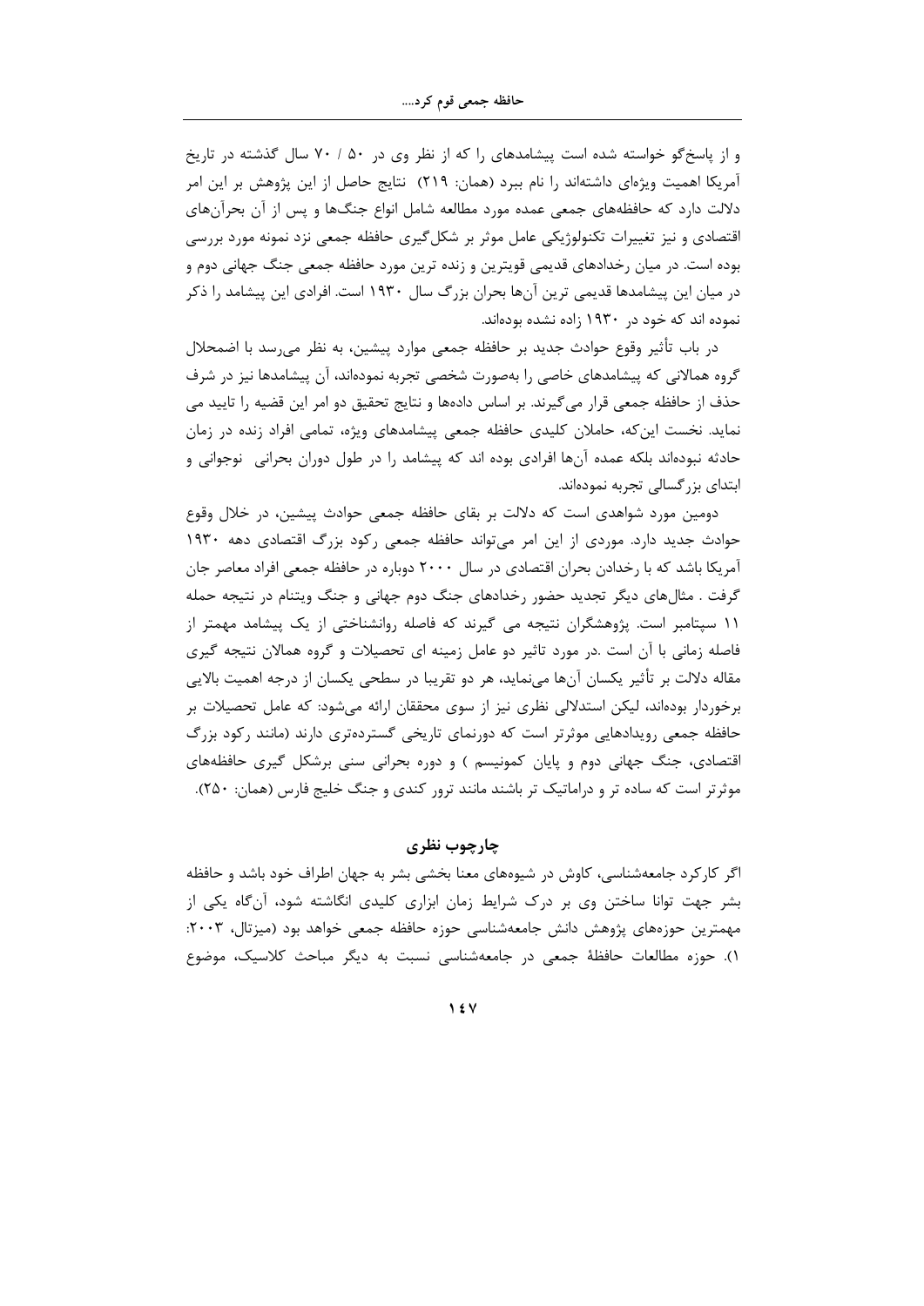و از پاسخ‌گو خواسته شده است پیشامدهای را که از نظر وی در ۵۰ / ۷۰ سال گذشته در تاریخ آمریکا اهمیت ویژه‌ای داشته‌اند را نام ببرد (همان: ۲۱۹) نتایج حاصل از این پژوهش بر این امر دلالت دارد که حافظه‌های جمعی عمده مورد مطالعه شامل انواع جنگ‌ها و پس از آن بحران‌های اقتصادی و نیز تغییرات تکنولوژیکی عامل موثر بر شکل‌گیری حافظه جمعی نزد نمونه مورد بررسی بوده است. در میان رخدادهای قدیمی قویترین و زنده ترین مورد حافظه جمعی جنگ جهانی دوم و در میان این پیشامدها قدیمی ترین آن‌ها بحران بزرگ سال ۱۹۳۰ است. افرادی این پیشامد را ذکر نموده اند که خود در ۱۹۳۰ زاده نشده بوده‌اند.

در باب تأثیر وقوع حوادث جدید بر حافظه جمعی موارد پیشین، به نظر می‌رسد با اضمحلال گروه همالانی که پیشامدهای خاصی را به‌صورت شخصی تجربه نموده‌اند، آن پیشامدها نیز در شرف حذف از حافظه جمعی قرار می‌گیرند. بر اساس داده‌ها و نتایج تحقیق دو امر این قضیه را تایید می نماید. نخست این‌که، حاملان کلیدی حافظه جمعی پیشامدهای ویژه، تمامی افراد زنده در زمان حادثه نبوده‌اند بلکه عمده آن‌ها افرادی بوده اند که پیشامد را در طول دوران بحرانی نوجوانی و ابتدای بزرگسالی تجربه نموده‌اند.

دومین مورد شواهدی است که دلالت بر بقای حافظه جمعی حوادث پیشین، در خلال وقوع حوادث جدید دارد. موردی از این امر می‌تواند حافظه جمعی رکود بزرگ اقتصادی دهه ۱۹۳۰ آمریکا باشد که با رخدادن بحران اقتصادی در سال ۲۰۰۰ دوباره در حافظه جمعی افراد معاصر جان گرفت . مثال‌های دیگر تجدید حضور رخدادهای جنگ دوم جهانی و جنگ ویتنام در نتیجه حمله ۱۱ سپتامبر است. پژوهشگران نتیجه می گیرند که فاصله روانشناختی از یک پیشامد مهمتر از فاصله زمانی با آن است .در مورد تاثیر دو عامل زمینه ای تحصیلات و گروه همالان نتیجه گیری مقاله دلالت بر تأثیر یکسان آن‌ها می‌نماید، هر دو تقریبا در سطحی یکسان از درجه اهمیت بالایی برخوردار بوده‌اند، لیکن استدلالی نظری نیز از سوی محققان ارائه می‌شود: که عامل تحصیلات بر حافظه جمعی رویدادهایی موثرتر است که دورنمای تاریخی گسترده‌تری دارند (مانند رکود بزرگ اقتصادی، جنگ جهانی دوم و پایان کمونیسم ) و دوره بحرانی سنی برشکل گیری حافظه‌های موثرتر است که ساده تر و دراماتیک تر باشند مانند ترور کندی و جنگ خلیج فارس (همان: ۲۵۰).

## چارچوب نظری

اگر کارکرد جامعه‌شناسی، کاوش در شیوه‌های معنا بخشی بشر به جهان اطراف خود باشد و حافظه بشر جهت توانا ساختن وی بر درک شرایط زمان ابزاری کلیدی انگاشته شود، آن‌گاه یکی از مهمترین حوزه‌های پژوهش دانش جامعه‌شناسی حوزه حافظه جمعی خواهد بود (میزتال، ۲۰۰۳: ۱). حوزه مطالعات حافظهٔ جمعی در جامعه‌شناسی نسبت به دیگر مباحث کلاسیک، موضوع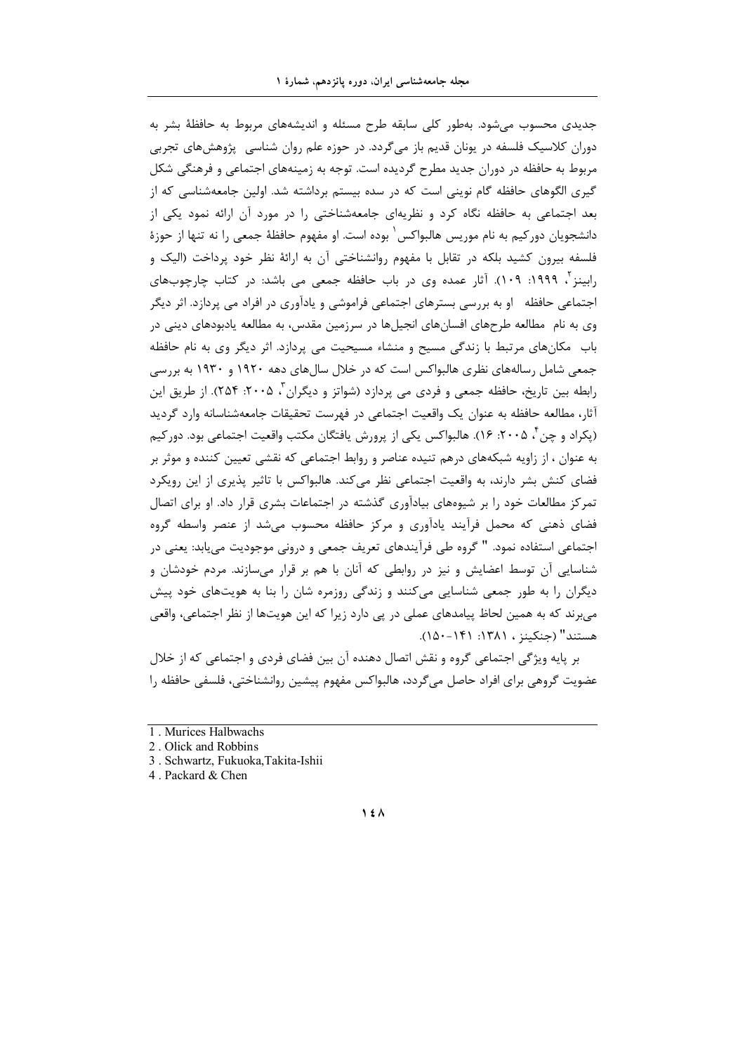جدیدی محسوب می‌شود. به‌طور کلی سابقه طرح مسئله و اندیشه‌های مربوط به حافظهٔ بشر به دوران کلاسیک فلسفه در یونان قدیم باز می‌گردد. در حوزه علم روان شناسی پژوهش‌های تجربی مربوط به حافظه در دوران جدید مطرح گردیده است. توجه به زمینه‌های اجتماعی و فرهنگی شکل گیری الگوهای حافظه گام نوینی است که در سده بیستم برداشته شد. اولین جامعه‌شناسی که از بعد اجتماعی به حافظه نگاه کرد و نظریه‌ای جامعه‌شناختی را در مورد آن ارائه نمود یکی از دانشجویان دورکیم به نام موریس هالبواکس[1] بوده است. او مفهوم حافظهٔ جمعی را نه تنها از حوزهٔ فلسفه بیرون کشید بلکه در تقابل با مفهوم روانشناختی آن به ارائهٔ نظر خود پرداخت (الیک و رابینز[2]، ۱۹۹۹: ۱۰۹). آثار عمده وی در باب حافظه جمعی می باشد: در کتاب چارچوب‌های اجتماعی حافظه او به بررسی بسترهای اجتماعی فراموشی و یادآوری در افراد می پردازد. اثر دیگر وی به نام مطالعه طرح‌های افسان‌های انجیل‌ها در سرزمین مقدس، به مطالعه یادبودهای دینی در باب مکان‌های مرتبط با زندگی مسیح و منشاء مسیحیت می پردازد. اثر دیگر وی به نام حافظه جمعی شامل رساله‌های نظری هالبواکس است که در خلال سال‌های دهه ۱۹۲۰ و ۱۹۳۰ به بررسی رابطه بین تاریخ، حافظه جمعی و فردی می پردازد (شواتز و دیگران[3]، ۲۰۰۵: ۲۵۴). از طریق این آثار، مطالعه حافظه به عنوان یک واقعیت اجتماعی در فهرست تحقیقات جامعه‌شناسانه وارد گردید (پکراد و چن[4]، ۲۰۰۵: ۱۶). هالبواکس یکی از پرورش یافتگان مکتب واقعیت اجتماعی بود. دورکیم به عنوان ، از زاویه شبکه‌های درهم تنیده عناصر و روابط اجتماعی که نقشی تعیین کننده و موثر بر فضای کنش بشر دارند، به واقعیت اجتماعی نظر می‌کند. هالبواکس با تاثیر پذیری از این رویکرد تمرکز مطالعات خود را بر شیوه‌های بیادآوری گذشته در اجتماعات بشری قرار داد. او برای اتصال فضای ذهنی که محمل فرآیند یادآوری و مرکز حافظه محسوب می‌شد از عنصر واسطه گروه اجتماعی استفاده نمود. " گروه طی فرآیندهای تعریف جمعی و درونی موجودیت می‌یابد: یعنی در شناسایی آن توسط اعضایش و نیز در روابطی که آنان با هم بر قرار می‌سازند. مردم خودشان و دیگران را به طور جمعی شناسایی می‌کنند و زندگی روزمره شان را بنا به هویت‌های خود پیش می‌برند که به همین لحاظ پیامدهای عملی در پی دارد زیرا که این هویت‌ها از نظر اجتماعی، واقعی هستند" (جنکینز ، ۱۳۸۱: ۱۴۱-۱۵۰).

بر پایه ویژگی اجتماعی گروه و نقش اتصال دهنده آن بین فضای فردی و اجتماعی که از خلال عضویت گروهی برای افراد حاصل می‌گردد، هالبواکس مفهوم پیشین روانشناختی، فلسفی حافظه را

---

1 . Murices Halbwachs

2 . Olick and Robbins

3 . Schwartz, Fukuoka,Takita-Ishii

4 . Packard & Chen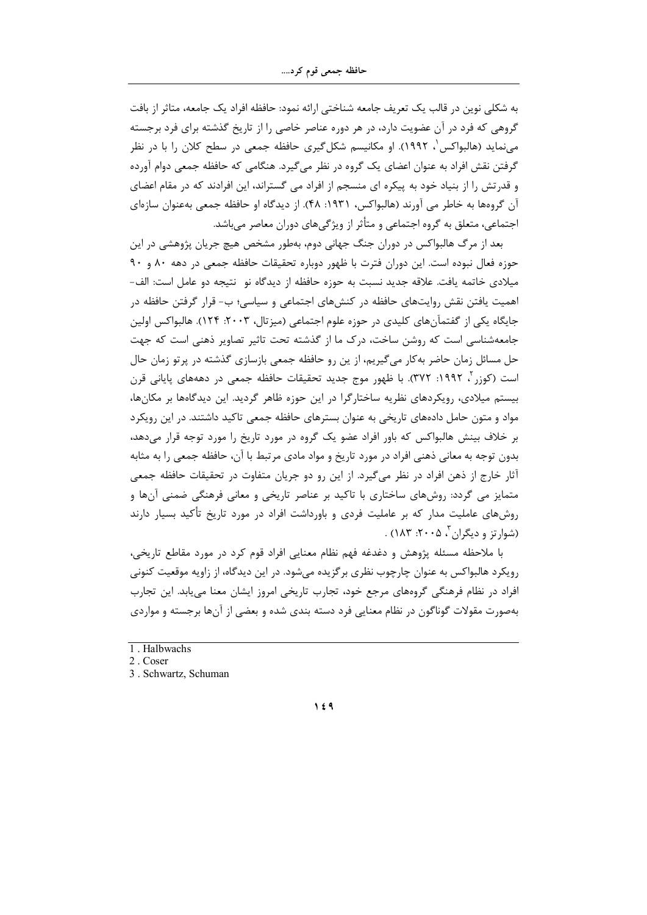به شکلی نوین در قالب یک تعریف جامعه شناختی ارائه نمود: حافظه افراد یک جامعه، متاثر از بافت گروهی که فرد در آن عضویت دارد، در هر دوره عناصر خاصی را از تاریخ گذشته برای فرد برجسته می‌نماید (هالبواکس[1]، ۱۹۹۲). او مکانیسم شکل‌گیری حافظه جمعی در سطح کلان را با در نظر گرفتن نقش افراد به عنوان اعضای یک گروه در نظر می‌گیرد. هنگامی که حافظه جمعی دوام آورده و قدرتش را از بنیاد خود به پیکره ای منسجم از افراد می گستراند، این افرادند که در مقام اعضای آن گروه‌ها به خاطر می آورند (هالبواکس، ۱۹۳۱: ۴۸). از دیدگاه او حافظه جمعی به‌عنوان سازه‌ای اجتماعی، متعلق به گروه اجتماعی و متأثر از ویژگی‌های دوران معاصر می‌باشد.

بعد از مرگ هالبواکس در دوران جنگ جهانی دوم، به‌طور مشخص هیچ جریان پژوهشی در این حوزه فعال نبوده است. این دوران فترت با ظهور دوباره تحقیقات حافظه جمعی در دهه ۸۰ و ۹۰ میلادی خاتمه یافت. علاقه جدید نسبت به حوزه حافظه از دیدگاه نو نتیجه دو عامل است: الف- اهمیت یافتن نقش روایت‌های حافظه در کنش‌های اجتماعی و سیاسی؛ ب- قرار گرفتن حافظه در جایگاه یکی از گفتمان‌های کلیدی در حوزه علوم اجتماعی (میزتال، ۲۰۰۳: ۱۲۴). هالبواکس اولین جامعه‌شناسی است که روشن ساخت، درک ما از گذشته تحت تاثیر تصاویر ذهنی است که جهت حل مسائل زمان حاضر به‌کار می‌گیریم، از ین رو حافظه جمعی بازسازی گذشته در پرتو زمان حال است (کوزر[2]، ۱۹۹۲: ۳۷۲). با ظهور موج جدید تحقیقات حافظه جمعی در دهه‌های پایانی قرن بیستم میلادی، رویکردهای نظریه ساختارگرا در این حوزه ظاهر گردید. این دیدگاه‌ها بر مکان‌ها، مواد و متون حامل داده‌های تاریخی به عنوان بسترهای حافظه جمعی تاکید داشتند. در این رویکرد بر خلاف بینش هالبواکس که باور افراد عضو یک گروه در مورد تاریخ را مورد توجه قرار می‌دهد، بدون توجه به معانی ذهنی افراد در مورد تاریخ و مواد مادی مرتبط با آن، حافظه جمعی را به مثابه آثار خارج از ذهن افراد در نظر می‌گیرد. از این رو دو جریان متفاوت در تحقیقات حافظه جمعی متمایز می گردد: روش‌های ساختاری با تاکید بر عناصر تاریخی و معانی فرهنگی ضمنی آن‌ها و روش‌های عاملیت مدار که بر عاملیت فردی و برداشت افراد در مورد تاریخ تأکید بسیار دارند (شوارتز و دیگران[3]، ۲۰۰۵: ۱۸۳) .

با ملاحظه مسئله پژوهش و دغدغه فهم نظام معنایی افراد قوم کرد در مورد مقاطع تاریخی، رویکرد هالبواکس به عنوان چارچوب نظری برگزیده می‌شود. در این دیدگاه، از زاویه موقعیت کنونی افراد در نظام فرهنگی گروه‌های مرجع خود، تجارب تاریخی امروز ایشان معنا می‌یابد. این تجارب به‌صورت مقولات گوناگون در نظام معنایی فرد دسته بندی شده و بعضی از آن‌ها برجسته و مواردی

---

1 . Halbwachs

2 . Coser

3 . Schwartz, Schuman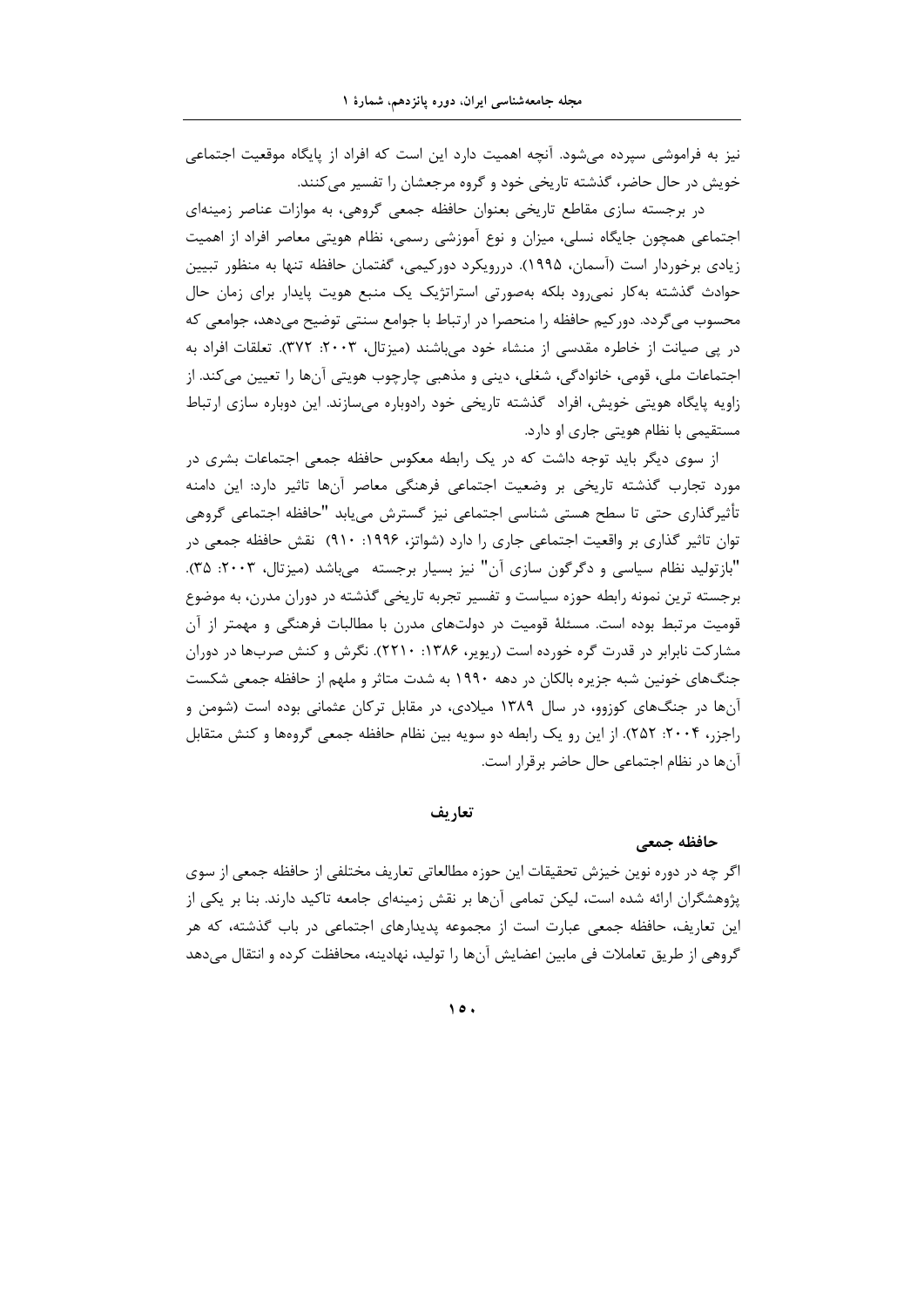نیز به فراموشی سپرده می‌شود. آنچه اهمیت دارد این است که افراد از پایگاه موقعیت اجتماعی خویش در حال حاضر، گذشته تاریخی خود و گروه مرجعشان را تفسیر می‌کنند.

در برجسته سازی مقاطع تاریخی بعنوان حافظه جمعی گروهی، به موازات عناصر زمینه‌ای اجتماعی همچون جایگاه نسلی، میزان و نوع آموزشی رسمی، نظام هویتی معاصر افراد از اهمیت زیادی برخوردار است (آسمان، ۱۹۹۵). دررویکرد دورکیمی، گفتمان حافظه تنها به منظور تبیین حوادث گذشته به‌کار نمی‌رود بلکه به‌صورتی استراتژیک یک منبع هویت پایدار برای زمان حال محسوب می‌گردد. دورکیم حافظه را منحصرا در ارتباط با جوامع سنتی توضیح می‌دهد، جوامعی که در پی صیانت از خاطره مقدسی از منشاء خود می‌باشند (میزتال، ۲۰۰۳: ۳۷۲). تعلقات افراد به اجتماعات ملی، قومی، خانوادگی، شغلی، دینی و مذهبی چارچوب هویتی آن‌ها را تعیین می‌کند. از زاویه پایگاه هویتی خویش، افراد گذشته تاریخی خود رادوباره می‌سازند. این دوباره سازی ارتباط مستقیمی با نظام هویتی جاری او دارد.

از سوی دیگر باید توجه داشت که در یک رابطه معکوس حافظه جمعی اجتماعات بشری در مورد تجارب گذشته تاریخی بر وضعیت اجتماعی فرهنگی معاصر آن‌ها تاثیر دارد: این دامنه تأثیرگذاری حتی تا سطح هستی شناسی اجتماعی نیز گسترش می‌یابد "حافظه اجتماعی گروهی توان تاثیر گذاری بر واقعیت اجتماعی جاری را دارد (شواتز، ۱۹۹۶: ۹۱۰) نقش حافظه جمعی در "بازتولید نظام سیاسی و دگرگون سازی آن" نیز بسیار برجسته می‌باشد (میزتال، ۲۰۰۳: ۳۵). برجسته ترین نمونه رابطه حوزه سیاست و تفسیر تجربه تاریخی گذشته در دوران مدرن، به موضوع قومیت مرتبط بوده است. مسئلهٔ قومیت در دولت‌های مدرن با مطالبات فرهنگی و مهمتر از آن مشارکت نابرابر در قدرت گره خورده است (ریویر، ۱۳۸۶: ۲۲۱۰). نگرش و کنش صرب‌ها در دوران جنگ‌های خونین شبه جزیره بالکان در دهه ۱۹۹۰ به شدت متاثر و ملهم از حافظه جمعی شکست آن‌ها در جنگ‌های کوزوو، در سال ۱۳۸۹ میلادی، در مقابل ترکان عثمانی بوده است (شومن و راجزر، ۲۰۰۴: ۲۵۲). از این رو یک رابطه دو سویه بین نظام حافظه جمعی گروه‌ها و کنش متقابل آن‌ها در نظام اجتماعی حال حاضر برقرار است.

## تعاریف

### حافظه جمعی

اگر چه در دوره نوین خیزش تحقیقات این حوزه مطالعاتی تعاریف مختلفی از حافظه جمعی از سوی پژوهشگران ارائه شده است، لیکن تمامی آن‌ها بر نقش زمینه‌ای جامعه تاکید دارند. بنا بر یکی از این تعاریف، حافظه جمعی عبارت است از مجموعه پدیدارهای اجتماعی در باب گذشته، که هر گروهی از طریق تعاملات فی مابین اعضایش آن‌ها را تولید، نهادینه، محافظت کرده و انتقال می‌دهد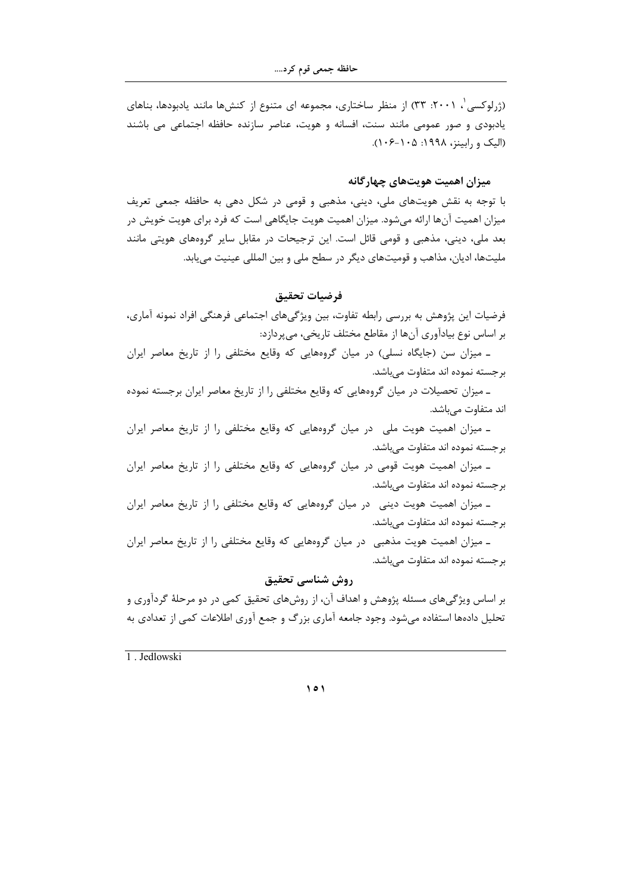(ژرلوکسی[1]، ۲۰۰۱: ۳۳) از منظر ساختاری، مجموعه ای متنوع از کنش‌ها مانند یادبودها، بناهای یادبودی و صور عمومی مانند سنت، افسانه و هویت، عناصر سازنده حافظه اجتماعی می باشند (الیک و رابینز، ۱۹۹۸: ۱۰۵-۱۰۶).

### میزان اهمیت هویت‌های چهارگانه

با توجه به نقش هویت‌های ملی، دینی، مذهبی و قومی در شکل دهی به حافظه جمعی تعریف میزان اهمیت آن‌ها ارائه می‌شود. میزان اهمیت هویت جایگاهی است که فرد برای هویت خویش در بعد ملی، دینی، مذهبی و قومی قائل است. این ترجیحات در مقابل سایر گروه‌های هویتی مانند ملیت‌ها، ادیان، مذاهب و قومیت‌های دیگر در سطح ملی و بین المللی عینیت می‌یابد.

### فرضیات تحقیق

فرضیات این پژوهش به بررسی رابطه تفاوت، بین ویژگی‌های اجتماعی فرهنگی افراد نمونه آماری، بر اساس نوع بیادآوری آن‌ها از مقاطع مختلف تاریخی، می‌پردازد:

- میزان سن (جایگاه نسلی) در میان گروههایی که وقایع مختلفی را از تاریخ معاصر ایران برجسته نموده اند متفاوت می‌باشد.
- میزان تحصیلات در میان گروههایی که وقایع مختلفی را از تاریخ معاصر ایران برجسته نموده اند متفاوت می‌باشد.
- میزان اهمیت هویت ملی در میان گروههایی که وقایع مختلفی را از تاریخ معاصر ایران برجسته نموده اند متفاوت می‌باشد.
- میزان اهمیت هویت قومی در میان گروههایی که وقایع مختلفی را از تاریخ معاصر ایران برجسته نموده اند متفاوت می‌باشد.
- میزان اهمیت هویت دینی در میان گروههایی که وقایع مختلفی را از تاریخ معاصر ایران برجسته نموده اند متفاوت می‌باشد.
- میزان اهمیت هویت مذهبی در میان گروههایی که وقایع مختلفی را از تاریخ معاصر ایران برجسته نموده اند متفاوت می‌باشد.

### روش شناسی تحقیق

بر اساس ویژگی‌های مسئله پژوهش و اهداف آن، از روش‌های تحقیق کمی در دو مرحلهٔ گردآوری و تحلیل داده‌ها استفاده می‌شود. وجود جامعه آماری بزرگ و جمع آوری اطلاعات کمی از تعدادی به

---

1. Jedlowski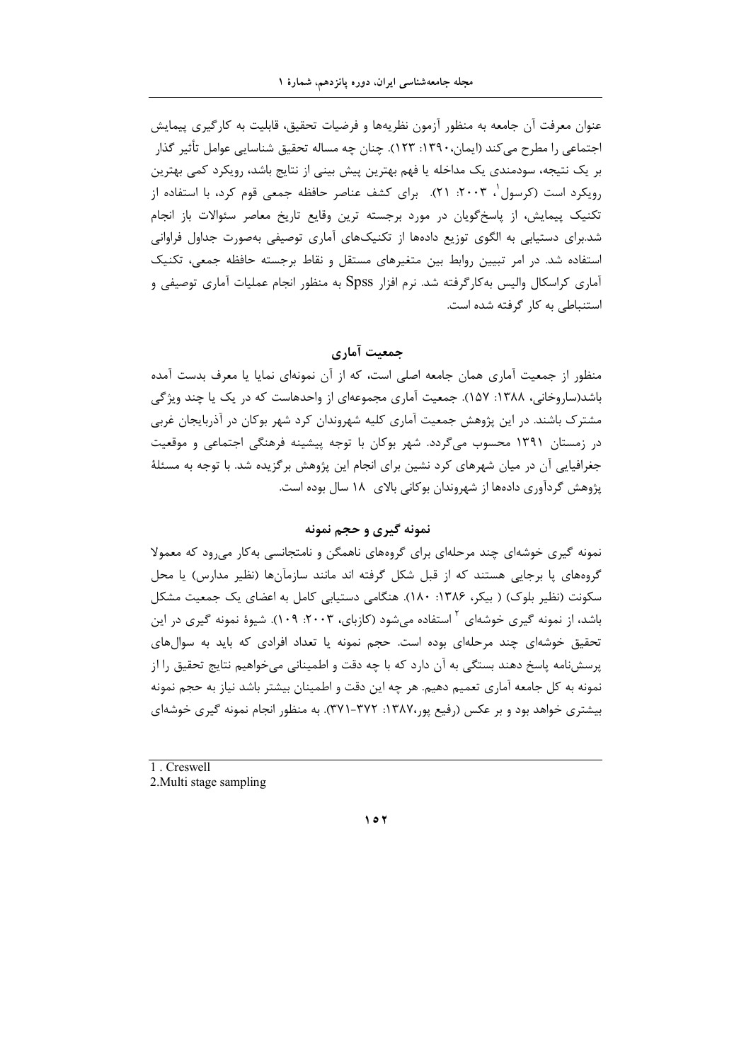عنوان معرفت آن جامعه به منظور آزمون نظریه‌ها و فرضیات تحقیق، قابلیت به کارگیری پیمایش اجتماعی را مطرح می‌کند (ایمان،۱۳۹۰: ۱۲۳). چنان چه مساله تحقیق شناسایی عوامل تأثیر گذار بر یک نتیجه، سودمندی یک مداخله یا فهم بهترین پیش بینی از نتایج باشد، رویکرد کمی بهترین رویکرد است (کرسول[1]، ۲۰۰۳: ۲۱). برای کشف عناصر حافظه جمعی قوم کرد، با استفاده از تکنیک پیمایش، از پاسخ‌گویان در مورد برجسته ترین وقایع تاریخ معاصر سئوالات باز انجام شد.برای دستیابی به الگوی توزیع داده‌ها از تکنیک‌های آماری توصیفی به‌صورت جداول فراوانی استفاده شد. در امر تبیین روابط بین متغیرهای مستقل و نقاط برجسته حافظه جمعی، تکنیک آماری کراسکال والیس به‌کارگرفته شد. نرم افزار Spss به منظور انجام عملیات آماری توصیفی و استنباطی به کار گرفته شده است.

## جمعیت آماری

منظور از جمعیت آماری همان جامعه اصلی است، که از آن نمونه‌ای نمایا یا معرف بدست آمده باشد(ساروخانی، ۱۳۸۸: ۱۵۷). جمعیت آماری مجموعه‌ای از واحدهاست که در یک یا چند ویژگی مشترک باشند. در این پژوهش جمعیت آماری کلیه شهروندان کرد شهر بوکان در آذربایجان غربی در زمستان ۱۳۹۱ محسوب می‌گردد. شهر بوکان با توجه پیشینه فرهنگی اجتماعی و موقعیت جغرافیایی آن در میان شهرهای کرد نشین برای انجام این پژوهش برگزیده شد. با توجه به مسئلهٔ پژوهش گردآوری داده‌ها از شهروندان بوکانی بالای ۱۸ سال بوده است.

## نمونه گیری و حجم نمونه

نمونه گیری خوشه‌ای چند مرحله‌ای برای گروه‌های ناهمگن و نامتجانسی به‌کار می‌رود که معمولا گروه‌های پا برجایی هستند که از قبل شکل گرفته اند مانند سازمآن‌ها (نظیر مدارس) یا محل سکونت (نظیر بلوک) ( بیکر، ۱۳۸۶: ۱۸۰). هنگامی دستیابی کامل به اعضای یک جمعیت مشکل باشد، از نمونه گیری خوشه‌ای [2] استفاده می‌شود (کازبای، ۲۰۰۳: ۱۰۹). شیوهٔ نمونه گیری در این تحقیق خوشه‌ای چند مرحله‌ای بوده است. حجم نمونه یا تعداد افرادی که باید به سوال‌های پرسش‌نامه پاسخ دهند بستگی به آن دارد که با چه دقت و اطمینانی می‌خواهیم نتایج تحقیق را از نمونه به کل جامعه آماری تعمیم دهیم. هر چه این دقت و اطمینان بیشتر باشد نیاز به حجم نمونه بیشتری خواهد بود و بر عکس (رفیع پور،۱۳۸۷: ۳۷۲-۳۷۱). به منظور انجام نمونه گیری خوشه‌ای

---

1. Creswell
2. Multi stage sampling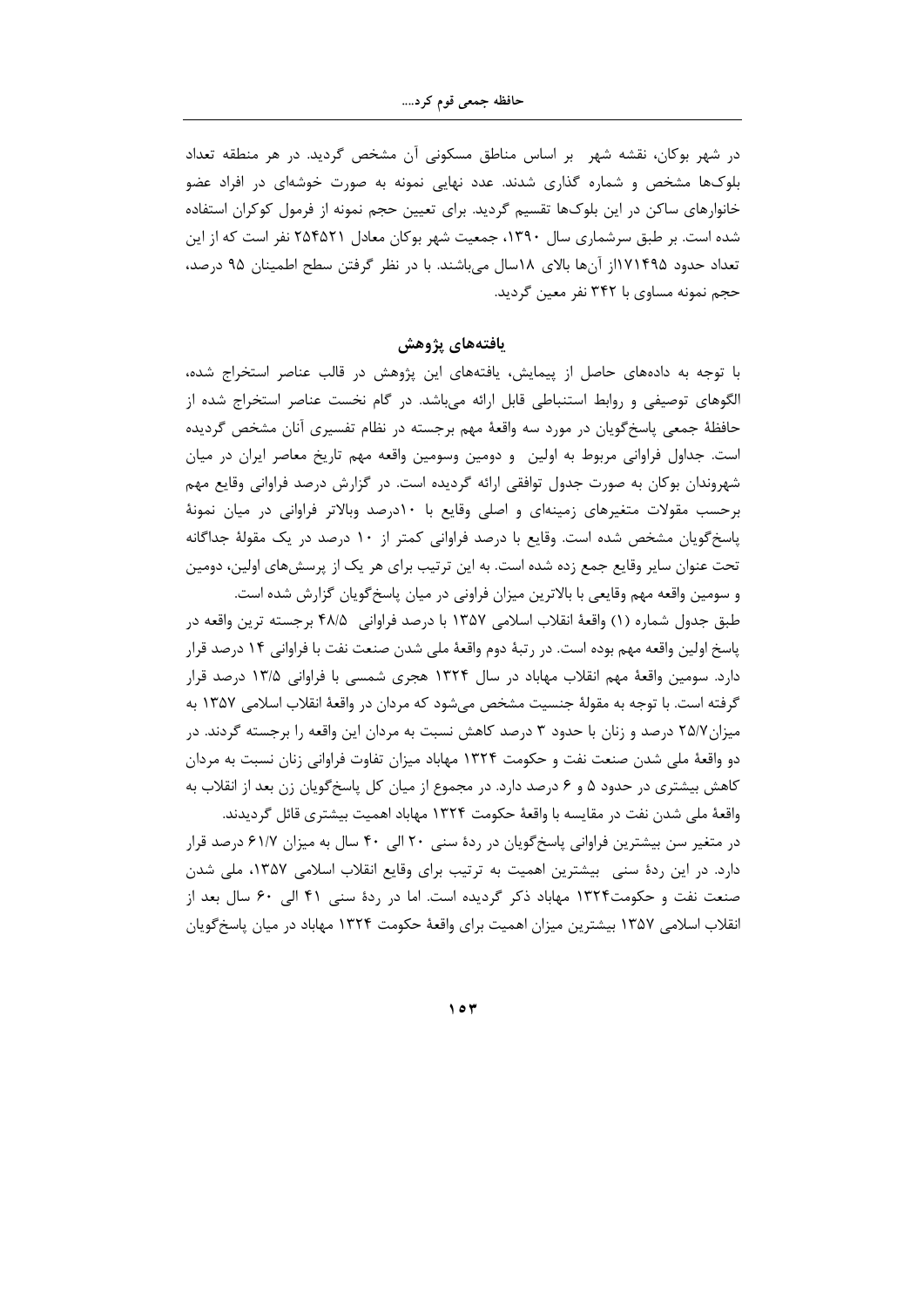در شهر بوکان، نقشه شهر  بر اساس مناطق مسکونی آن مشخص گردید. در هر منطقه تعداد بلوک‌ها مشخص و شماره گذاری شدند. عدد نهایی نمونه به صورت خوشه‌ای در افراد عضو خانوارهای ساکن در این بلوک‌ها تقسیم گردید. برای تعیین حجم نمونه از فرمول کوکران استفاده شده است. بر طبق سرشماری سال ۱۳۹۰، جمعیت شهر بوکان معادل ۲۵۴۵۲۱ نفر است که از این تعداد حدود ۱۷۱۴۹۵از آن‌ها بالای ۱۸سال می‌باشند. با در نظر گرفتن سطح اطمینان ۹۵ درصد، حجم نمونه مساوی با ۳۴۲ نفر معین گردید.

## یافته‌های پژوهش

با توجه به داده‌های حاصل از پیمایش، یافته‌های این پژوهش در قالب عناصر استخراج شده، الگوهای توصیفی و روابط استنباطی قابل ارائه می‌باشد. در گام نخست عناصر استخراج شده از حافظهٔ جمعی پاسخ‌گویان در مورد سه واقعهٔ مهم برجسته در نظام تفسیری آنان مشخص گردیده است. جداول فراوانی مربوط به اولین  و دومین وسومین واقعه مهم تاریخ معاصر ایران در میان شهروندان بوکان به صورت جدول توافقی ارائه گردیده است. در گزارش درصد فراوانی وقایع مهم برحسب مقولات متغیرهای زمینه‌ای و اصلی وقایع با ۱۰درصد وبالاتر فراوانی در میان نمونهٔ پاسخ‌گویان مشخص شده است. وقایع با درصد فراوانی کمتر از ۱۰ درصد در یک مقولهٔ جداگانه تحت عنوان سایر وقایع جمع زده شده است. به این ترتیب برای هر یک از پرسش‌های اولین، دومین و سومین واقعه مهم وقایعی با بالاترین میزان فراونی در میان پاسخ‌گویان گزارش شده است.

طبق جدول شماره (۱) واقعهٔ انقلاب اسلامی ۱۳۵۷ با درصد فراوانی  ۴۸/۵ برجسته ترین واقعه در پاسخ اولین واقعه مهم بوده است. در رتبهٔ دوم واقعهٔ ملی شدن صنعت نفت با فراوانی ۱۴ درصد قرار دارد. سومین واقعهٔ مهم انقلاب مهاباد در سال ۱۳۲۴ هجری شمسی با فراوانی ۱۳/۵ درصد قرار گرفته است. با توجه به مقولهٔ جنسیت مشخص می‌شود که مردان در واقعهٔ انقلاب اسلامی ۱۳۵۷ به میزان۲۵/۷ درصد و زنان با حدود ۳ درصد کاهش نسبت به مردان این واقعه را برجسته گردند. در دو واقعهٔ ملی شدن صنعت نفت و حکومت ۱۳۲۴ مهاباد میزان تفاوت فراوانی زنان نسبت به مردان کاهش بیشتری در حدود ۵ و ۶ درصد دارد. در مجموع از میان کل پاسخ‌گویان زن بعد از انقلاب به واقعهٔ ملی شدن نفت در مقایسه با واقعهٔ حکومت ۱۳۲۴ مهاباد اهمیت بیشتری قائل گردیدند.

در متغیر سن بیشترین فراوانی پاسخ‌گویان در ردهٔ سنی ۲۰ الی ۴۰ سال به میزان ۶۱/۷ درصد قرار دارد. در این ردهٔ سنی  بیشترین اهمیت به ترتیب برای وقایع انقلاب اسلامی ۱۳۵۷، ملی شدن صنعت نفت و حکومت۱۳۲۴ مهاباد ذکر گردیده است. اما در ردهٔ سنی ۴۱ الی ۶۰ سال بعد از انقلاب اسلامی ۱۳۵۷ بیشترین میزان اهمیت برای واقعهٔ حکومت ۱۳۲۴ مهاباد در میان پاسخ‌گویان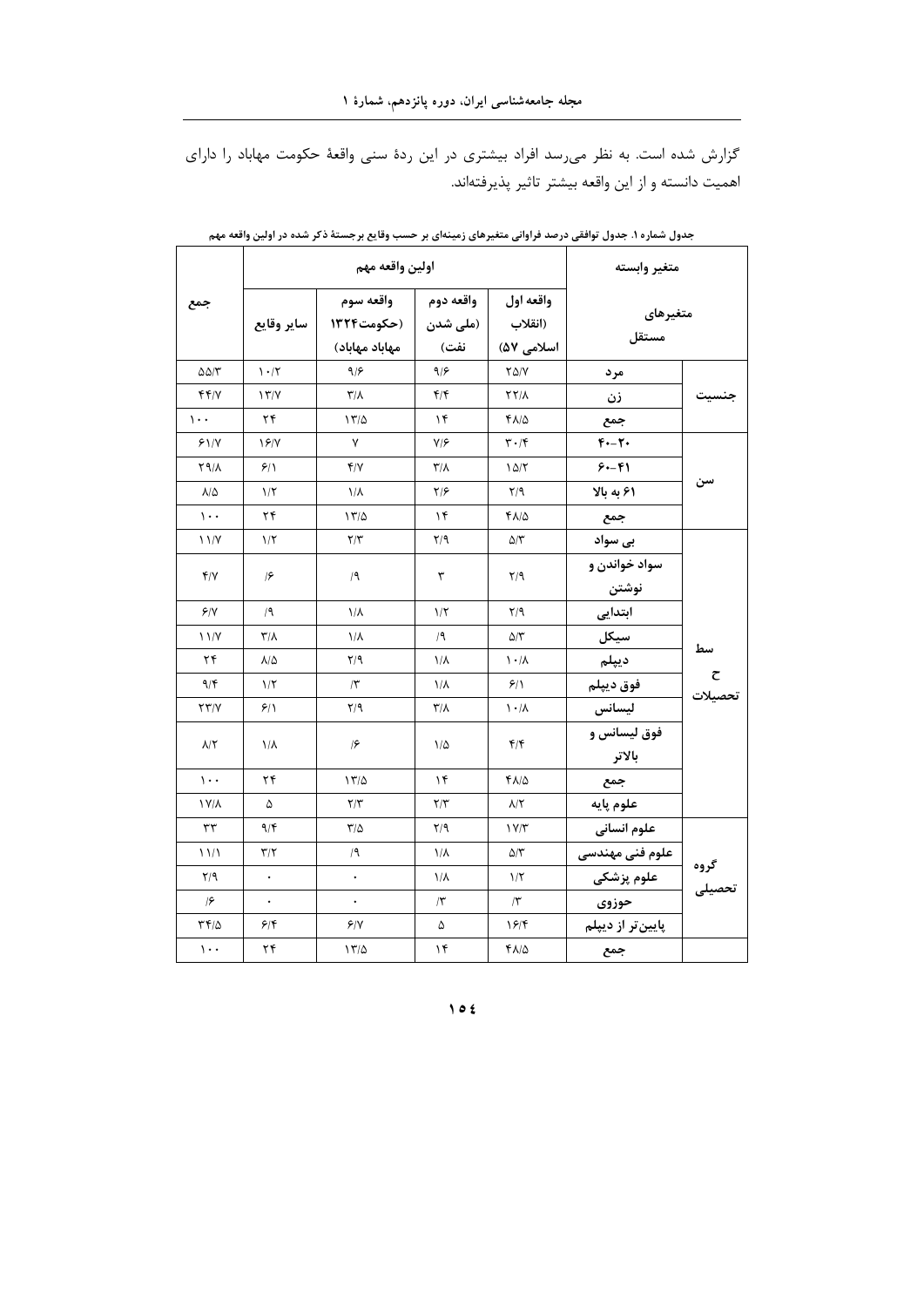گزارش شده است. به نظر می‌رسد افراد بیشتری در این ردهٔ سنی واقعهٔ حکومت مهاباد را دارای اهمیت دانسته و از این واقعه بیشتر تاثیر پذیرفته‌اند.

جدول شماره ۱. جدول توافقی درصد فراوانی متغیرهای زمینه‌ای بر حسب وقایع برجستهٔ ذکر شده در اولین واقعه مهم

| متغیر وابسته | | اولین واقعه مهم | | | | جمع |
|---|---|---|---|---|---|---|
| متغیرهای مستقل | | واقعه اول (انقلاب اسلامی ۵۷) | واقعه دوم (ملی شدن نفت) | واقعه سوم (حکومت۱۳۲۴ مهاباد مهاباد) | سایر وقایع | |
| جنسیت | مرد | ۲۵/۷ | ۹/۶ | ۹/۶ | ۱۰/۲ | ۵۵/۳ |
| | زن | ۲۲/۸ | ۴/۴ | ۳/۸ | ۱۳/۷ | ۴۴/۷ |
| | جمع | ۴۸/۵ | ۱۴ | ۱۳/۵ | ۲۴ | ۱۰۰ |
| سن | ۴۰-۲۰ | ۳۰/۴ | ۷/۶ | ۷ | ۱۶/۷ | ۶۱/۷ |
| | ۶۰-۴۱ | ۱۵/۲ | ۳/۸ | ۴/۷ | ۶/۱ | ۲۹/۸ |
| | ۶۱ به بالا | ۲/۹ | ۲/۶ | ۱/۸ | ۱/۲ | ۸/۵ |
| | جمع | ۴۸/۵ | ۱۴ | ۱۳/۵ | ۲۴ | ۱۰۰ |
| سطح تحصیلات | بی سواد | ۵/۳ | ۲/۹ | ۲/۳ | ۱/۲ | ۱۱/۷ |
| | سواد خواندن و نوشتن | ۲/۹ | ۳ | /۹ | /۶ | ۴/۷ |
| | ابتدایی | ۲/۹ | ۱/۲ | ۱/۸ | /۹ | ۶/۷ |
| | سیکل | ۵/۳ | /۹ | ۱/۸ | ۳/۸ | ۱۱/۷ |
| | دیپلم | ۱۰/۸ | ۱/۸ | ۲/۹ | ۸/۵ | ۲۴ |
| | فوق دیپلم | ۶/۱ | ۱/۸ | /۳ | ۱/۲ | ۹/۴ |
| | لیسانس | ۱۰/۸ | ۳/۸ | ۲/۹ | ۶/۱ | ۲۳/۷ |
| | فوق لیسانس و بالاتر | ۴/۴ | ۱/۵ | /۶ | ۱/۸ | ۸/۲ |
| | جمع | ۴۸/۵ | ۱۴ | ۱۳/۵ | ۲۴ | ۱۰۰ |
| گروه تحصیلی | علوم پایه | ۸/۲ | ۲/۳ | ۲/۳ | ۵ | ۱۷/۸ |
| | علوم انسانی | ۱۷/۳ | ۲/۹ | ۳/۵ | ۹/۴ | ۳۳ |
| | علوم فنی مهندسی | ۵/۳ | ۱/۸ | /۹ | ۳/۲ | ۱۱/۱ |
| | علوم پزشکی | ۱/۲ | ۱/۸ | ۰ | ۰ | ۲/۹ |
| | حوزوی | /۳ | /۳ | ۰ | ۰ | /۶ |
| | پایین‌تر از دیپلم | ۱۶/۴ | ۵ | ۶/۷ | ۶/۴ | ۳۴/۵ |
| | جمع | ۴۸/۵ | ۱۴ | ۱۳/۵ | ۲۴ | ۱۰۰ |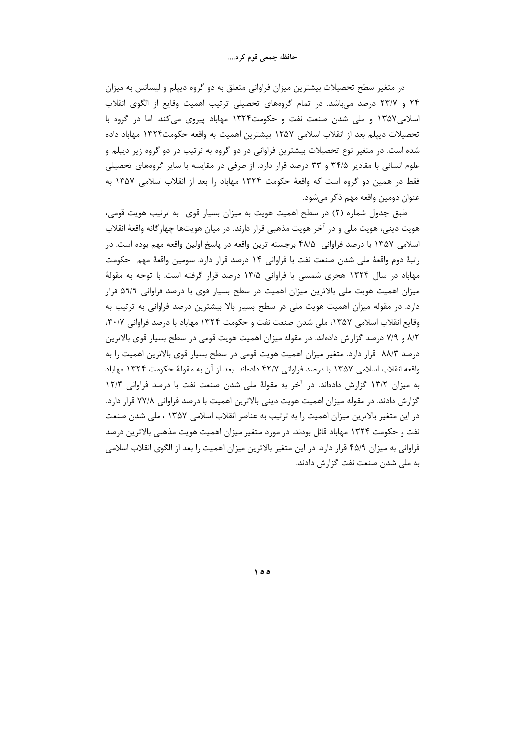در متغیر سطح تحصیلات بیشترین میزان فراوانی متعلق به دو گروه دیپلم و لیسانس به میزان ۲۴ و ۲۳/۷ درصد می‌باشد. در تمام گروه‌های تحصیلی ترتیب اهمیت وقایع از الگوی انقلاب اسلامی۱۳۵۷ و ملی شدن صنعت نفت و حکومت۱۳۲۴ مهاباد پیروی می‌کند. اما در گروه با تحصیلات دیپلم بعد از انقلاب اسلامی ۱۳۵۷ بیشترین اهمیت به واقعه حکومت۱۳۲۴ مهاباد داده شده است. در متغیر نوع تحصیلات بیشترین فراوانی در دو گروه به ترتیب در دو گروه زیر دیپلم و علوم انسانی با مقادیر ۳۴/۵ و ۳۳ درصد قرار دارد. از طرفی در مقایسه با سایر گروه‌های تحصیلی فقط در همین دو گروه است که واقعهٔ حکومت ۱۳۲۴ مهاباد را بعد از انقلاب اسلامی ۱۳۵۷ به عنوان دومین واقعه مهم ذکر می‌شود.

طبق جدول شماره (۲) در سطح اهمیت هویت به میزان بسیار قوی به ترتیب هویت قومی، هویت دینی، هویت ملی و در آخر هویت مذهبی قرار دارند. در میان هویت‌ها چهارگانه واقعهٔ انقلاب اسلامی ۱۳۵۷ با درصد فراوانی ۴۸/۵ برجسته ترین واقعه در پاسخ اولین واقعه مهم بوده است. در رتبهٔ دوم واقعهٔ ملی شدن صنعت نفت با فراوانی ۱۴ درصد قرار دارد. سومین واقعهٔ مهم حکومت مهاباد در سال ۱۳۲۴ هجری شمسی با فراوانی ۱۳/۵ درصد قرار گرفته است. با توجه به مقولهٔ میزان اهمیت هویت ملی بالاترین میزان اهمیت در سطح بسیار قوی با درصد فراوانی ۵۹/۹ قرار دارد. در مقوله میزان اهمیت هویت ملی در سطح بسیار بالا بیشترین درصد فراوانی به ترتیب به وقایع انقلاب اسلامی ۱۳۵۷، ملی شدن صنعت نفت و حکومت ۱۳۲۴ مهاباد با درصد فراوانی ۳۰/۷، ۸/۲ و ۷/۹ درصد گزارش داده‌اند. در مقوله میزان اهمیت هویت قومی در سطح بسیار قوی بالاترین درصد ۸۸/۳ قرار دارد. متغیر میزان اهمیت هویت قومی در سطح بسیار قوی بالاترین اهمیت را به واقعه انقلاب اسلامی ۱۳۵۷ با درصد فراوانی ۴۲/۷ داده‌اند. بعد از آن به مقولهٔ حکومت ۱۳۲۴ مهاباد به میزان ۱۳/۲ گزارش داده‌اند. در آخر به مقولهٔ ملی شدن صنعت نفت با درصد فراوانی ۱۲/۳ گزارش دادند. در مقوله میزان اهمیت هویت دینی بالاترین اهمیت با درصد فراوانی ۷۷/۸ قرار دارد. در این متغیر بالاترین میزان اهمیت را به ترتیب به عناصر انقلاب اسلامی ۱۳۵۷ ، ملی شدن صنعت نفت و حکومت ۱۳۲۴ مهاباد قائل بودند. در مورد متغیر میزان اهمیت هویت مذهبی بالاترین درصد فراوانی به میزان ۴۵/۹ قرار دارد. در این متغیر بالاترین میزان اهمیت را بعد از الگوی انقلاب اسلامی به ملی شدن صنعت نفت گزارش دادند.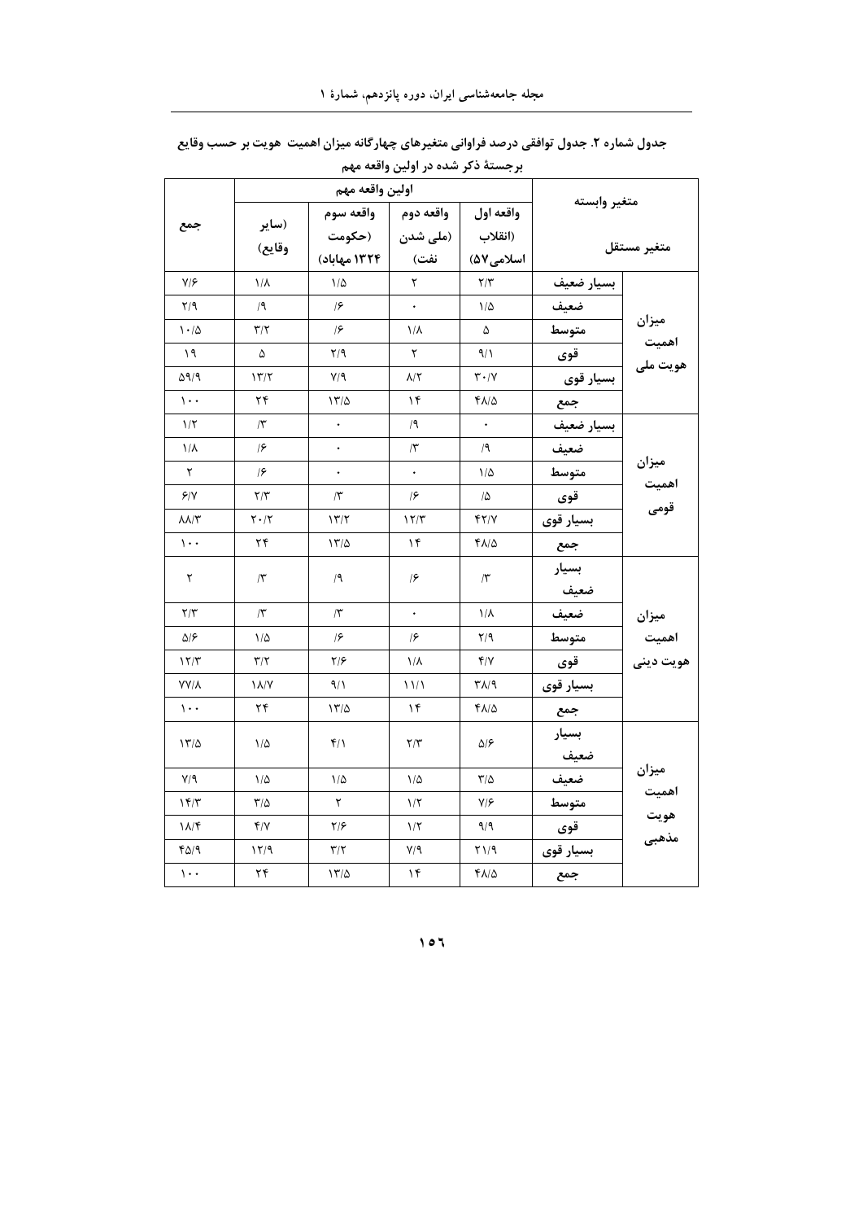جدول شماره ۲. جدول توافقی درصد فراوانی متغیرهای چهارگانه میزان اهمیت هویت بر حسب وقایع برجستهٔ ذکر شده در اولین واقعه مهم

| متغیر مستقل | متغیر وابسته | اولین واقعه مهم: واقعه اول (انقلاب اسلامی۵۷) | واقعه دوم (ملی شدن نفت) | واقعه سوم (حکومت ۱۳۲۴ مهاباد) | (سایر وقایع) | جمع |
|---|---|---|---|---|---|---|
| میزان اهمیت هویت ملی | بسیار ضعیف | ۲/۳ | ۲ | ۱/۵ | ۱/۸ | ۷/۶ |
| | ضعیف | ۱/۵ | ۰ | /۶ | /۹ | ۲/۹ |
| | متوسط | ۵ | ۱/۸ | /۶ | ۳/۲ | ۱۰/۵ |
| | قوی | ۹/۱ | ۲ | ۲/۹ | ۵ | ۱۹ |
| | بسیار قوی | ۳۰/۷ | ۸/۲ | ۷/۹ | ۱۳/۲ | ۵۹/۹ |
| | جمع | ۴۸/۵ | ۱۴ | ۱۳/۵ | ۲۴ | ۱۰۰ |
| میزان اهمیت قومی | بسیار ضعیف | ۰ | /۹ | ۰ | /۳ | ۱/۲ |
| | ضعیف | /۹ | /۳ | ۰ | /۶ | ۱/۸ |
| | متوسط | ۱/۵ | ۰ | ۰ | /۶ | ۲ |
| | قوی | /۵ | /۶ | /۳ | ۲/۳ | ۶/۷ |
| | بسیار قوی | ۴۲/۷ | ۱۲/۳ | ۱۳/۲ | ۲۰/۲ | ۸۸/۳ |
| | جمع | ۴۸/۵ | ۱۴ | ۱۳/۵ | ۲۴ | ۱۰۰ |
| میزان اهمیت هویت دینی | بسیار ضعیف | /۳ | /۶ | /۹ | /۳ | ۲ |
| | ضعیف | ۱/۸ | ۰ | /۳ | /۳ | ۲/۳ |
| | متوسط | ۲/۹ | /۶ | /۶ | ۱/۵ | ۵/۶ |
| | قوی | ۴/۷ | ۱/۸ | ۲/۶ | ۳/۲ | ۱۲/۳ |
| | بسیار قوی | ۳۸/۹ | ۱۱/۱ | ۹/۱ | ۱۸/۷ | ۷۷/۸ |
| | جمع | ۴۸/۵ | ۱۴ | ۱۳/۵ | ۲۴ | ۱۰۰ |
| میزان اهمیت هویت مذهبی | بسیار ضعیف | ۵/۶ | ۲/۳ | ۴/۱ | ۱/۵ | ۱۳/۵ |
| | ضعیف | ۳/۵ | ۱/۵ | ۱/۵ | ۱/۵ | ۷/۹ |
| | متوسط | ۷/۶ | ۱/۲ | ۲ | ۳/۵ | ۱۴/۳ |
| | قوی | ۹/۹ | ۱/۲ | ۲/۶ | ۴/۷ | ۱۸/۴ |
| | بسیار قوی | ۲۱/۹ | ۷/۹ | ۳/۲ | ۱۲/۹ | ۴۵/۹ |
| | جمع | ۴۸/۵ | ۱۴ | ۱۳/۵ | ۲۴ | ۱۰۰ |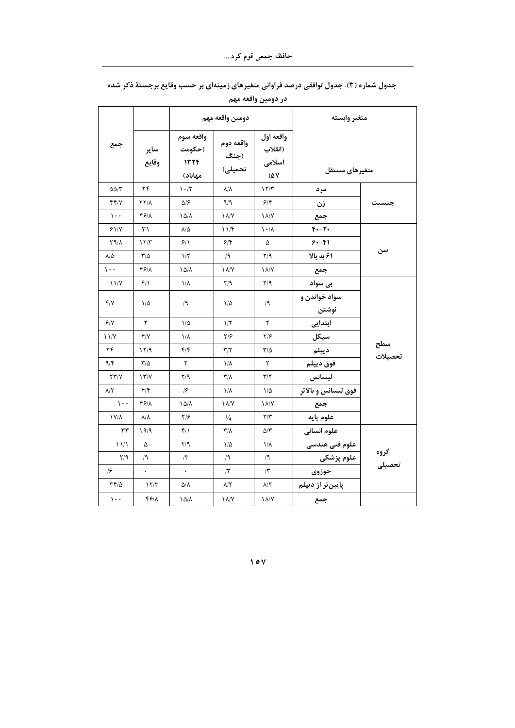جدول شماره (۳). جدول توافقی درصد فراوانی متغیرهای زمینه‌ای بر حسب وقایع برجستهٔ ذکر شده در دومین واقعه مهم

| متغیر وابسته | | دومین واقعه مهم | | | | جمع |
|---|---|---|---|---|---|---|
| متغیرهای مستقل | | واقعه اول (انقلاب اسلامی ۵۷) | واقعه دوم (جنگ تحمیلی) | واقعه سوم (حکومت ۱۳۲۴ مهاباد) | سایر وقایع | |
| جنسیت | مرد | ۱۲/۳ | ۸/۸ | ۱۰/۲ | ۲۴ | ۵۵/۳ |
| | زن | ۶/۴ | ۹/۹ | ۵/۶ | ۲۲/۸ | ۴۴/۷ |
| | جمع | ۱۸/۷ | ۱۸/۷ | ۱۵/۸ | ۴۶/۸ | ۱۰۰ |
| سن | ۲۰-۴۰ | ۱۰/۸ | ۱۱/۴ | ۸/۵ | ۳۱ | ۶۱/۷ |
| | ۴۱-۶۰ | ۵ | ۶/۴ | ۶/۱ | ۱۲/۳ | ۲۹/۸ |
| | ۶۱ به بالا | ۲/۹ | /۹ | ۱/۲ | ۳/۵ | ۸/۵ |
| | جمع | ۱۸/۷ | ۱۸/۷ | ۱۵/۸ | ۴۶/۸ | ۱۰۰ |
| سطح تحصیلات | بی سواد | ۲/۹ | ۲/۹ | ۱/۸ | ۴/۱ | ۱۱/۷ |
| | سواد خواندن و نوشتن | /۹ | ۱/۵ | /۹ | ۱/۵ | ۴/۷ |
| | ابتدایی | ۲ | ۱/۲ | ۱/۵ | ۲ | ۶/۷ |
| | سیکل | ۲/۶ | ۲/۶ | ۱/۸ | ۴/۷ | ۱۱/۷ |
| | دیپلم | ۳/۵ | ۳/۲ | ۴/۴ | ۱۲/۹ | ۲۴ |
| | فوق دیپلم | ۲ | ۱/۸ | ۲ | ۳/۵ | ۹/۴ |
| | لیسانس | ۳/۲ | ۳/۸ | ۲/۹ | ۱۳/۷ | ۲۳/۷ |
| | فوق لیسانس و بالاتر | ۱/۵ | ۱/۸ | /۶ | ۴/۴ | ۸/۲ |
| | جمع | ۱۸/۷ | ۱۸/۷ | ۱۵/۸ | ۴۶/۸ | ۱۰۰ |
| گروه تحصیلی | علوم پایه | ۲/۳ | ¼ | ۲/۶ | ۸/۸ | ۱۷/۸ |
| | علوم انسانی | ۵/۳ | ۳/۸ | ۴/۱ | ۱۹/۹ | ۳۳ |
| | علوم فنی هندسی | ۱/۸ | ۱/۵ | ۲/۹ | ۵ | ۱۱/۱ |
| | علوم پزشکی | /۹ | /۹ | /۳ | /۹ | ۲/۹ |
| | حوزوی | /۳ | /۳ | ۰ | ۰ | /۶ |
| | پایین‌تر از دیپلم | ۸/۲ | ۸/۲ | ۵/۸ | ۱۲/۳ | ۳۴/۵ |
| | جمع | ۱۸/۷ | ۱۸/۷ | ۱۵/۸ | ۴۶/۸ | ۱۰۰ |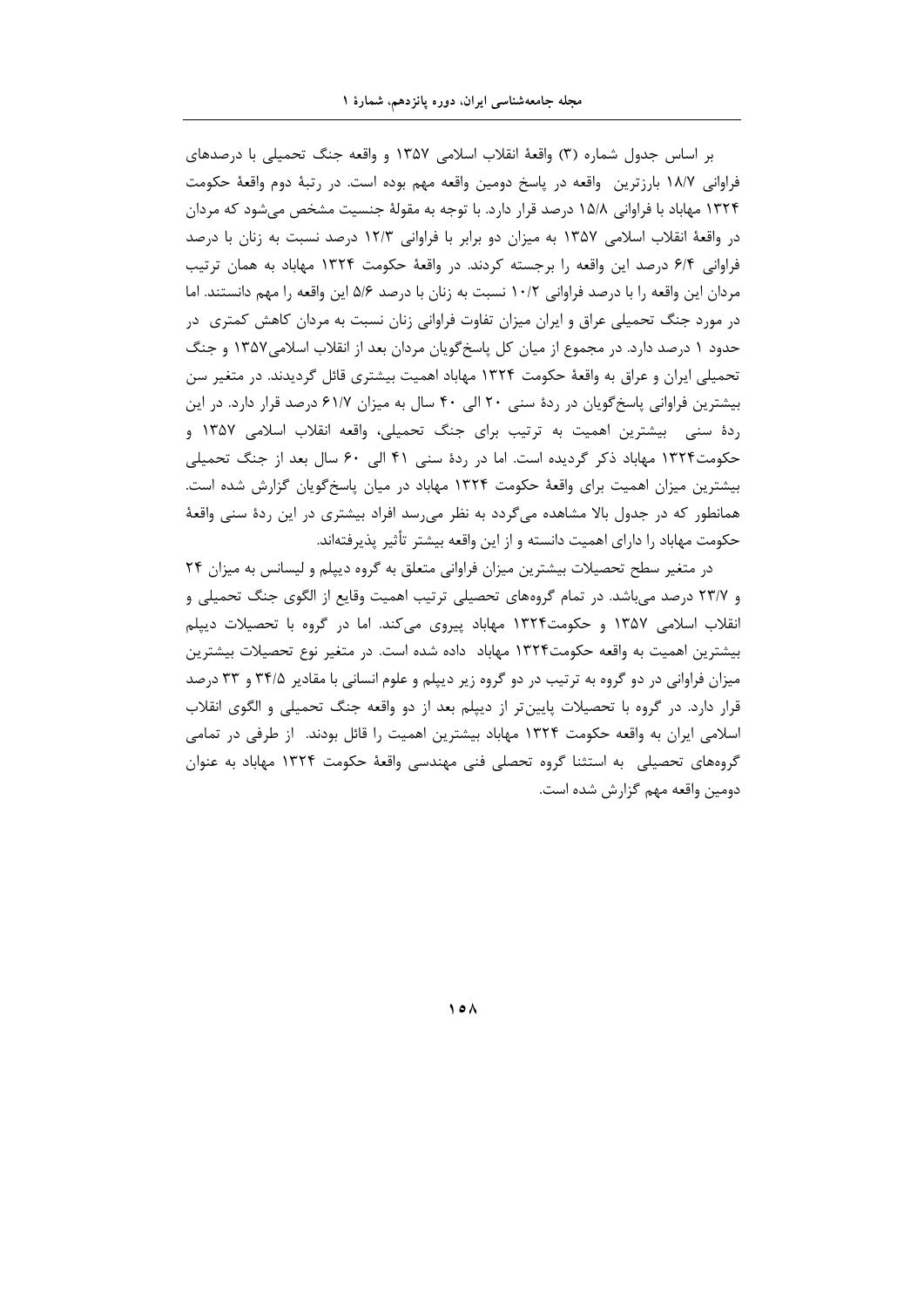بر اساس جدول شماره (۳) واقعهٔ انقلاب اسلامی ۱۳۵۷ و واقعه جنگ تحمیلی با درصدهای فراوانی ۱۸/۷ بارزترین واقعه در پاسخ دومین واقعه مهم بوده است. در رتبهٔ دوم واقعهٔ حکومت ۱۳۲۴ مهاباد با فراوانی ۱۵/۸ درصد قرار دارد. با توجه به مقولهٔ جنسیت مشخص می‌شود که مردان در واقعهٔ انقلاب اسلامی ۱۳۵۷ به میزان دو برابر با فراوانی ۱۲/۳ درصد نسبت به زنان با درصد فراوانی ۶/۴ درصد این واقعه را برجسته کردند. در واقعهٔ حکومت ۱۳۲۴ مهاباد به همان ترتیب مردان این واقعه را با درصد فراوانی ۱۰/۲ نسبت به زنان با درصد ۵/۶ این واقعه را مهم دانستند. اما در مورد جنگ تحمیلی عراق و ایران میزان تفاوت فراوانی زنان نسبت به مردان کاهش کمتری در حدود ۱ درصد دارد. در مجموع از میان کل پاسخ‌گویان مردان بعد از انقلاب اسلامی۱۳۵۷ و جنگ تحمیلی ایران و عراق به واقعهٔ حکومت ۱۳۲۴ مهاباد اهمیت بیشتری قائل گردیدند. در متغیر سن بیشترین فراوانی پاسخ‌گویان در ردهٔ سنی ۲۰ الی ۴۰ سال به میزان ۶۱/۷ درصد قرار دارد. در این ردهٔ سنی بیشترین اهمیت به ترتیب برای جنگ تحمیلی، واقعه انقلاب اسلامی ۱۳۵۷ و حکومت۱۳۲۴ مهاباد ذکر گردیده است. اما در ردهٔ سنی ۴۱ الی ۶۰ سال بعد از جنگ تحمیلی بیشترین میزان اهمیت برای واقعهٔ حکومت ۱۳۲۴ مهاباد در میان پاسخ‌گویان گزارش شده است. همانطور که در جدول بالا مشاهده می‌گردد به نظر می‌رسد افراد بیشتری در این ردهٔ سنی واقعهٔ حکومت مهاباد را دارای اهمیت دانسته و از این واقعه بیشتر تأثیر پذیرفته‌اند.

در متغیر سطح تحصیلات بیشترین میزان فراوانی متعلق به گروه دیپلم و لیسانس به میزان ۲۴ و ۲۳/۷ درصد می‌باشد. در تمام گروه‌های تحصیلی ترتیب اهمیت وقایع از الگوی جنگ تحمیلی و انقلاب اسلامی ۱۳۵۷ و حکومت۱۳۲۴ مهاباد پیروی می‌کند. اما در گروه با تحصیلات دیپلم بیشترین اهمیت به واقعه حکومت۱۳۲۴ مهاباد داده شده است. در متغیر نوع تحصیلات بیشترین میزان فراوانی در دو گروه به ترتیب در دو گروه زیر دیپلم و علوم انسانی با مقادیر ۳۴/۵ و ۳۳ درصد قرار دارد. در گروه با تحصیلات پایین‌تر از دیپلم بعد از دو واقعه جنگ تحمیلی و الگوی انقلاب اسلامی ایران به واقعه حکومت ۱۳۲۴ مهاباد بیشترین اهمیت را قائل بودند. از طرفی در تمامی گروه‌های تحصیلی به استثنا گروه تحصلی فنی مهندسی واقعهٔ حکومت ۱۳۲۴ مهاباد به عنوان دومین واقعه مهم گزارش شده است.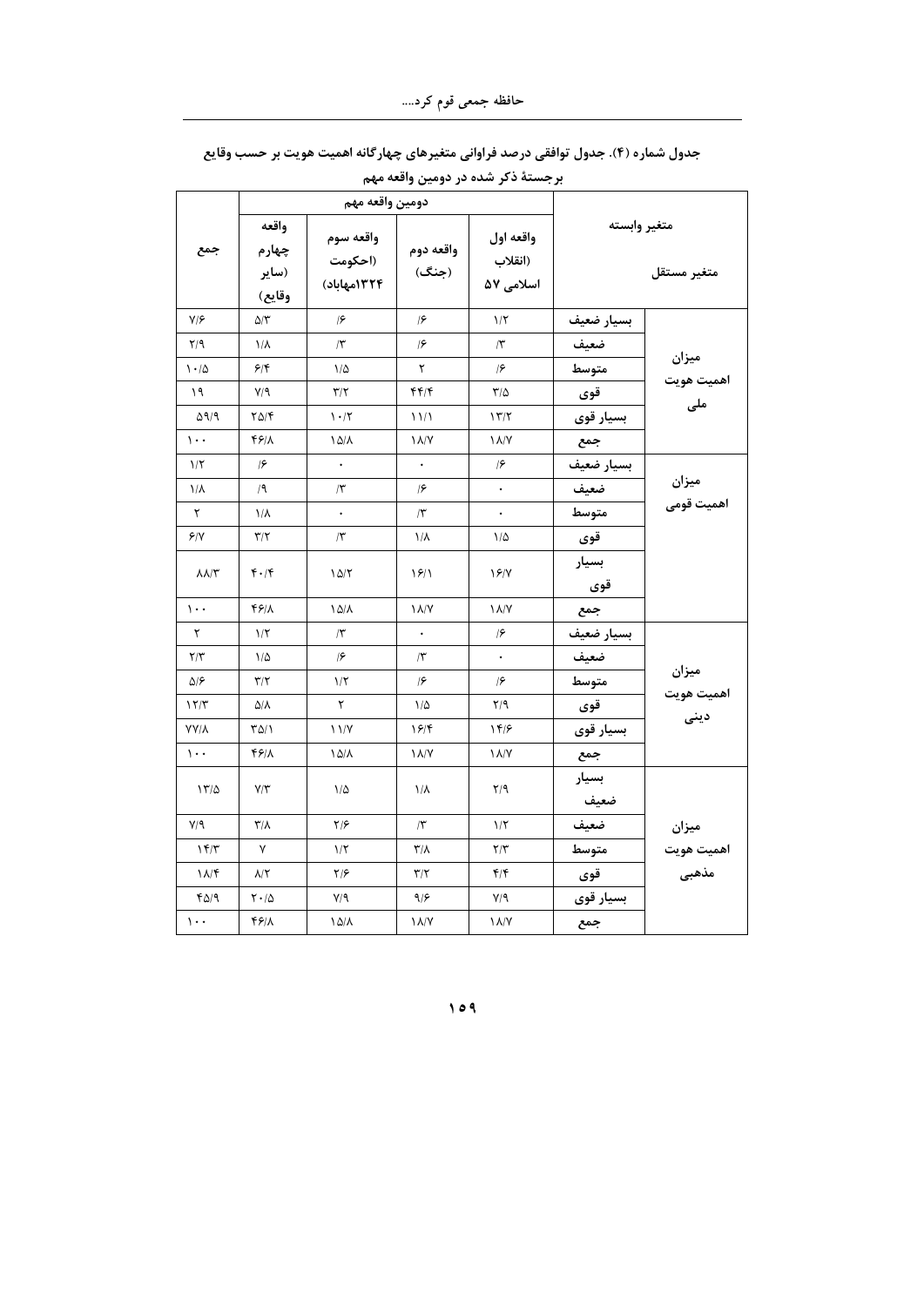**جدول شماره (۴). جدول توافقی درصد فراوانی متغیرهای چهارگانه اهمیت هویت بر حسب وقایع برجستهٔ ذکر شده در دومین واقعه مهم**

| متغیر وابسته / متغیر مستقل | | دومین واقعه مهم: واقعه اول (انقلاب اسلامی ۵۷) | واقعه دوم (جنگ) | واقعه سوم (احکومت ۱۳۲۴مهاباد) | واقعه چهارم (سایر وقایع) | جمع |
|---|---|---|---|---|---|---|
| میزان اهمیت هویت ملی | بسیار ضعیف | ۱/۲ | /۶ | /۶ | ۵/۳ | ۷/۶ |
| | ضعیف | /۳ | /۶ | /۳ | ۱/۸ | ۲/۹ |
| | متوسط | /۶ | ۲ | ۱/۵ | ۶/۴ | ۱۰/۵ |
| | قوی | ۳/۵ | ۴۴/۴ | ۳/۲ | ۷/۹ | ۱۹ |
| | بسیار قوی | ۱۳/۲ | ۱۱/۱ | ۱۰/۲ | ۲۵/۴ | ۵۹/۹ |
| | جمع | ۱۸/۷ | ۱۸/۷ | ۱۵/۸ | ۴۶/۸ | ۱۰۰ |
| میزان اهمیت قومی | بسیار ضعیف | /۶ | ۰ | ۰ | /۶ | ۱/۲ |
| | ضعیف | ۰ | /۶ | /۳ | /۹ | ۱/۸ |
| | متوسط | ۰ | /۳ | ۰ | ۱/۸ | ۲ |
| | قوی | ۱/۵ | ۱/۸ | /۳ | ۳/۲ | ۶/۷ |
| | بسیار قوی | ۱۶/۷ | ۱۶/۱ | ۱۵/۲ | ۴۰/۴ | ۸۸/۳ |
| | جمع | ۱۸/۷ | ۱۸/۷ | ۱۵/۸ | ۴۶/۸ | ۱۰۰ |
| میزان اهمیت هویت دینی | بسیار ضعیف | /۶ | ۰ | /۳ | ۱/۲ | ۲ |
| | ضعیف | ۰ | /۳ | /۶ | ۱/۵ | ۲/۳ |
| | متوسط | /۶ | /۶ | ۱/۲ | ۳/۲ | ۵/۶ |
| | قوی | ۲/۹ | ۱/۵ | ۲ | ۵/۸ | ۱۲/۳ |
| | بسیار قوی | ۱۴/۶ | ۱۶/۴ | ۱۱/۷ | ۳۵/۱ | ۷۷/۸ |
| | جمع | ۱۸/۷ | ۱۸/۷ | ۱۵/۸ | ۴۶/۸ | ۱۰۰ |
| میزان اهمیت هویت مذهبی | بسیار ضعیف | ۲/۹ | ۱/۸ | ۱/۵ | ۷/۳ | ۱۳/۵ |
| | ضعیف | ۱/۲ | /۳ | ۲/۶ | ۳/۸ | ۷/۹ |
| | متوسط | ۲/۳ | ۳/۸ | ۱/۲ | ۷ | ۱۴/۳ |
| | قوی | ۴/۴ | ۳/۲ | ۲/۶ | ۸/۲ | ۱۸/۴ |
| | بسیار قوی | ۷/۹ | ۹/۶ | ۷/۹ | ۲۰/۵ | ۴۵/۹ |
| | جمع | ۱۸/۷ | ۱۸/۷ | ۱۵/۸ | ۴۶/۸ | ۱۰۰ |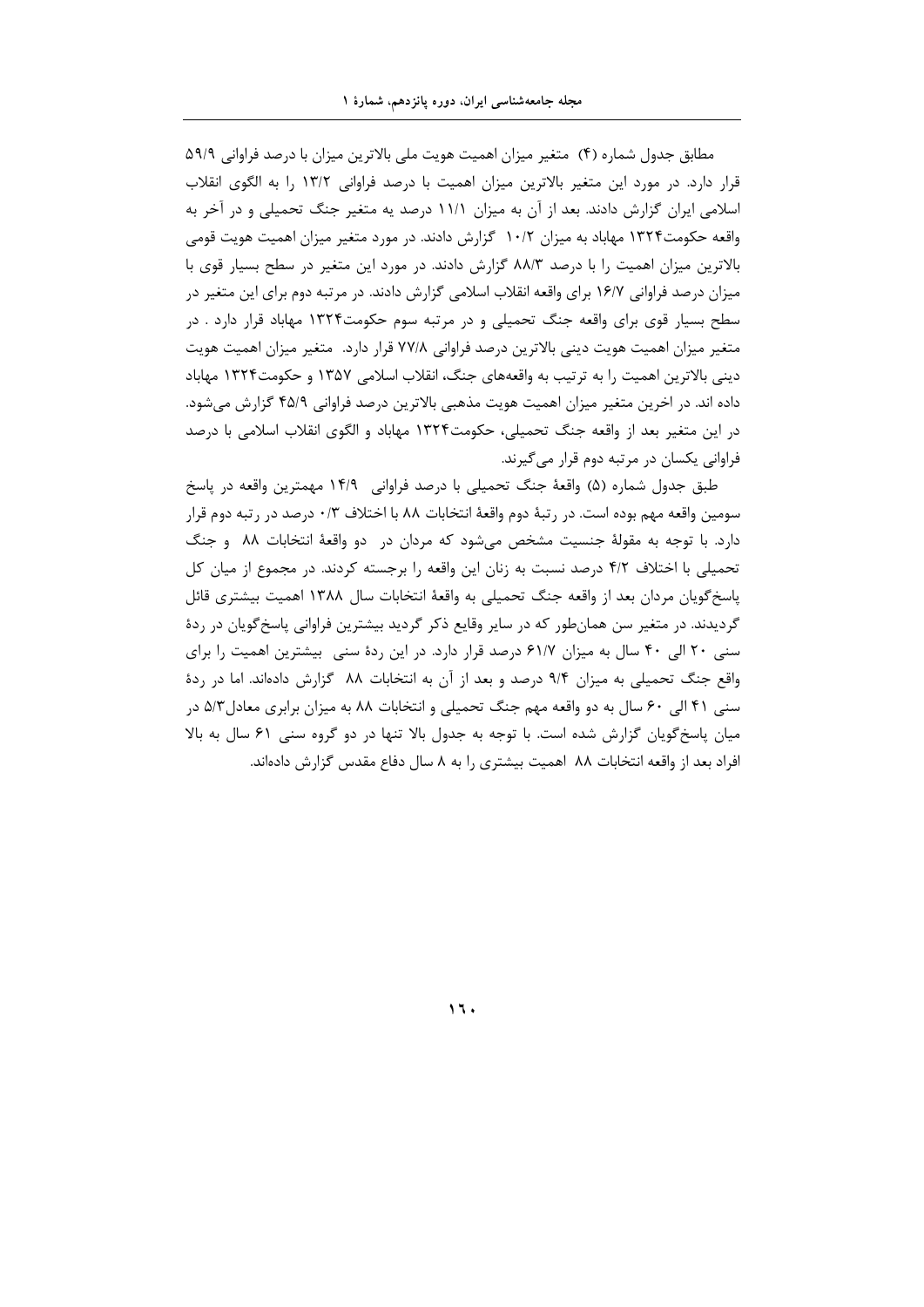مطابق جدول شماره (۴) متغیر میزان اهمیت هویت ملی بالاترین میزان با درصد فراوانی ۵۹/۹ قرار دارد. در مورد این متغیر بالاترین میزان اهمیت با درصد فراوانی ۱۳/۲ را به الگوی انقلاب اسلامی ایران گزارش دادند. بعد از آن به میزان ۱۱/۱ درصد یه متغیر جنگ تحمیلی و در آخر به واقعه حکومت۱۳۲۴ مهاباد به میزان ۱۰/۲ گزارش دادند. در مورد متغیر میزان اهمیت هویت قومی بالاترین میزان اهمیت را با درصد ۸۸/۳ گزارش دادند. در مورد این متغیر در سطح بسیار قوی با میزان درصد فراوانی ۱۶/۷ برای واقعه انقلاب اسلامی گزارش دادند. در مرتبه دوم برای این متغیر در سطح بسیار قوی برای واقعه جنگ تحمیلی و در مرتبه سوم حکومت۱۳۲۴ مهاباد قرار دارد . در متغیر میزان اهمیت هویت دینی بالاترین درصد فراوانی ۷۷/۸ قرار دارد. متغیر میزان اهمیت هویت دینی بالاترین اهمیت را به ترتیب به واقعه‌های جنگ، انقلاب اسلامی ۱۳۵۷ و حکومت۱۳۲۴ مهاباد داده اند. در اخرین متغیر میزان اهمیت هویت مذهبی بالاترین درصد فراوانی ۴۵/۹ گزارش می‌شود. در این متغیر بعد از واقعه جنگ تحمیلی، حکومت۱۳۲۴ مهاباد و الگوی انقلاب اسلامی با درصد فراوانی یکسان در مرتبه دوم قرار می‌گیرند.

طبق جدول شماره (۵) واقعهٔ جنگ تحمیلی با درصد فراوانی ۱۴/۹ مهمترین واقعه در پاسخ سومین واقعه مهم بوده است. در رتبهٔ دوم واقعهٔ انتخابات ۸۸ با اختلاف ۰/۳ درصد در رتبه دوم قرار دارد. با توجه به مقولهٔ جنسیت مشخص می‌شود که مردان در دو واقعهٔ انتخابات ۸۸ و جنگ تحمیلی با اختلاف ۴/۲ درصد نسبت به زنان این واقعه را برجسته کردند. در مجموع از میان کل پاسخ‌گویان مردان بعد از واقعه جنگ تحمیلی به واقعهٔ انتخابات سال ۱۳۸۸ اهمیت بیشتری قائل گردیدند. در متغیر سن همان‌طور که در سایر وقایع ذکر گردید بیشترین فراوانی پاسخ‌گویان در ردهٔ سنی ۲۰ الی ۴۰ سال به میزان ۶۱/۷ درصد قرار دارد. در این ردهٔ سنی بیشترین اهمیت را برای واقع جنگ تحمیلی به میزان ۹/۴ درصد و بعد از آن به انتخابات ۸۸ گزارش داده‌اند. اما در ردهٔ سنی ۴۱ الی ۶۰ سال به دو واقعه مهم جنگ تحمیلی و انتخابات ۸۸ به میزان برابری معادل۵/۳ در میان پاسخ‌گویان گزارش شده است. با توجه به جدول بالا تنها در دو گروه سنی ۶۱ سال به بالا افراد بعد از واقعه انتخابات ۸۸ اهمیت بیشتری را به ۸ سال دفاع مقدس گزارش داده‌اند.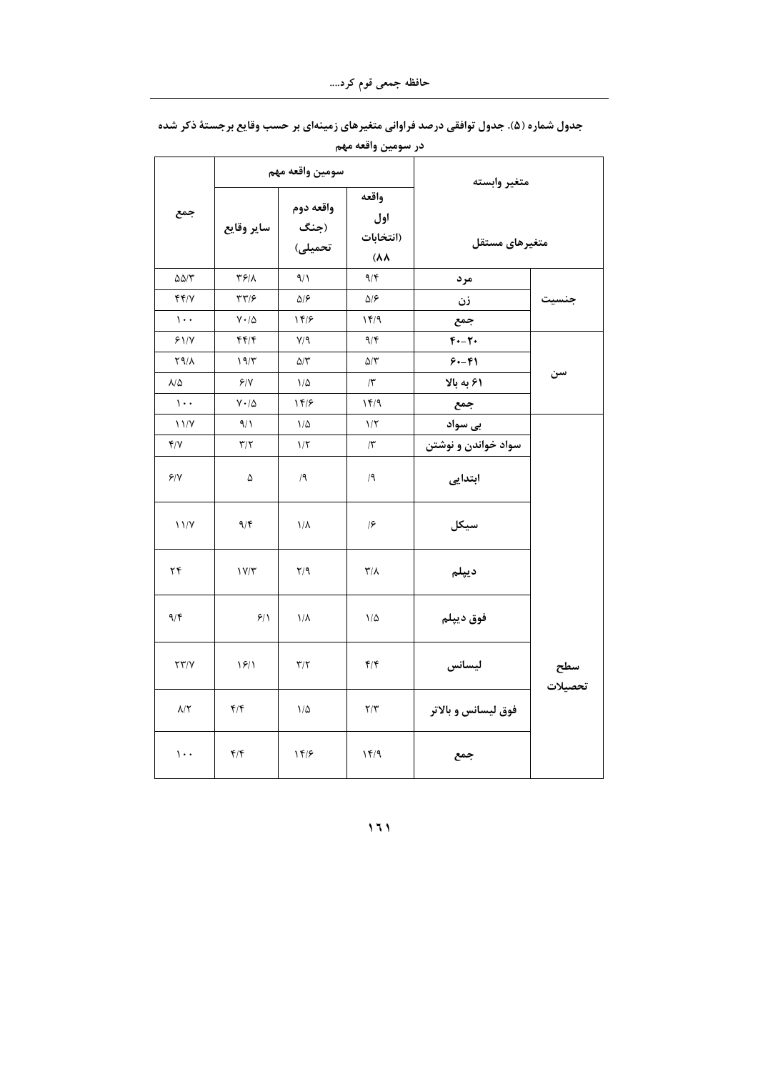جدول شماره (۵). جدول توافقی درصد فراوانی متغیرهای زمینه‌ای بر حسب وقایع برجستهٔ ذکر شده در سومین واقعه مهم

| متغیر وابسته / متغیرهای مستقل | | سومین واقعه مهم: واقعه اول (انتخابات ۸۸) | واقعه دوم (جنگ تحمیلی) | سایر وقایع | جمع |
|---|---|---|---|---|---|
| جنسیت | مرد | ۹/۴ | ۹/۱ | ۳۶/۸ | ۵۵/۳ |
| | زن | ۵/۶ | ۵/۶ | ۳۳/۶ | ۴۴/۷ |
| | جمع | ۱۴/۹ | ۱۴/۶ | ۷۰/۵ | ۱۰۰ |
| سن | ۲۰-۴۰ | ۹/۴ | ۷/۹ | ۴۴/۴ | ۶۱/۷ |
| | ۴۱-۶۰ | ۵/۳ | ۵/۳ | ۱۹/۳ | ۲۹/۸ |
| | ۶۱ به بالا | /۳ | ۱/۵ | ۶/۷ | ۸/۵ |
| | جمع | ۱۴/۹ | ۱۴/۶ | ۷۰/۵ | ۱۰۰ |
| سطح تحصیلات | بی سواد | ۱/۲ | ۱/۵ | ۹/۱ | ۱۱/۷ |
| | سواد خواندن و نوشتن | /۳ | ۱/۲ | ۳/۲ | ۴/۷ |
| | ابتدایی | /۹ | /۹ | ۵ | ۶/۷ |
| | سیکل | /۶ | ۱/۸ | ۹/۴ | ۱۱/۷ |
| | دیپلم | ۳/۸ | ۲/۹ | ۱۷/۳ | ۲۴ |
| | فوق دیپلم | ۱/۵ | ۱/۸ | ۶/۱ | ۹/۴ |
| | لیسانس | ۴/۴ | ۳/۲ | ۱۶/۱ | ۲۳/۷ |
| | فوق لیسانس و بالاتر | ۲/۳ | ۱/۵ | ۴/۴ | ۸/۲ |
| | جمع | ۱۴/۹ | ۱۴/۶ | ۴/۴ | ۱۰۰ |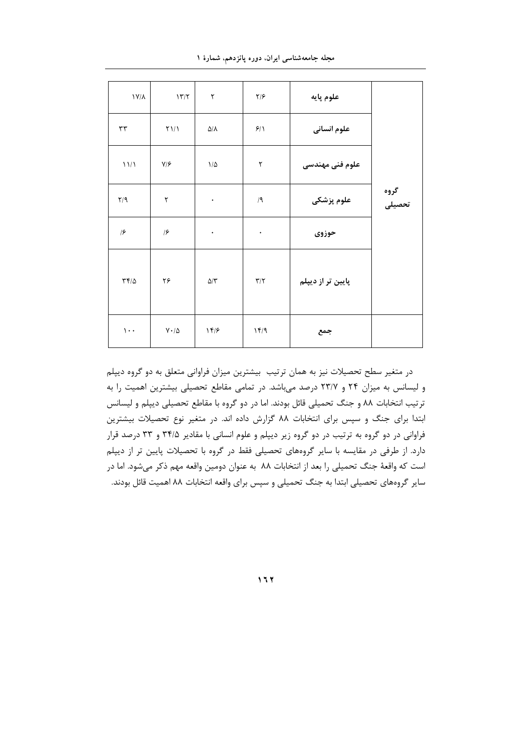| | | | | | |
|---|---|---|---|---|---|
| گروه تحصیلی | علوم پایه | ۲/۶ | ۲ | ۱۳/۲ | ۱۷/۸ |
| | علوم انسانی | ۶/۱ | ۵/۸ | ۲۱/۱ | ۳۳ |
| | علوم فنی مهندسی | ۲ | ۱/۵ | ۷/۶ | ۱۱/۱ |
| | علوم پزشکی | /۹ | ۰ | ۲ | ۲/۹ |
| | حوزوی | ۰ | ۰ | /۶ | /۶ |
| | پایین تر از دیپلم | ۳/۲ | ۵/۳ | ۲۶ | ۳۴/۵ |
| | جمع | ۱۴/۹ | ۱۴/۶ | ۷۰/۵ | ۱۰۰ |

در متغیر سطح تحصیلات نیز به همان ترتیب بیشترین میزان فراوانی متعلق به دو گروه دیپلم و لیسانس به میزان ۲۴ و ۲۳/۷ درصد می‌باشد. در تمامی مقاطع تحصیلی بیشترین اهمیت را به ترتیب انتخابات ۸۸ و جنگ تحمیلی قائل بودند. اما در دو گروه با مقاطع تحصیلی دیپلم و لیسانس ابتدا برای جنگ و سپس برای انتخابات ۸۸ گزارش داده اند. در متغیر نوع تحصیلات بیشترین فراوانی در دو گروه به ترتیب در دو گروه زیر دیپلم و علوم انسانی با مقادیر ۳۴/۵ و ۳۳ درصد قرار دارد. از طرفی در مقایسه با سایر گروه‌های تحصیلی فقط در گروه با تحصیلات پایین تر از دیپلم است که واقعهٔ جنگ تحمیلی را بعد از انتخابات ۸۸ به عنوان دومین واقعه مهم ذکر می‌شود. اما در سایر گروه‌های تحصیلی ابتدا به جنگ تحمیلی و سپس برای واقعه انتخابات ۸۸ اهمیت قائل بودند.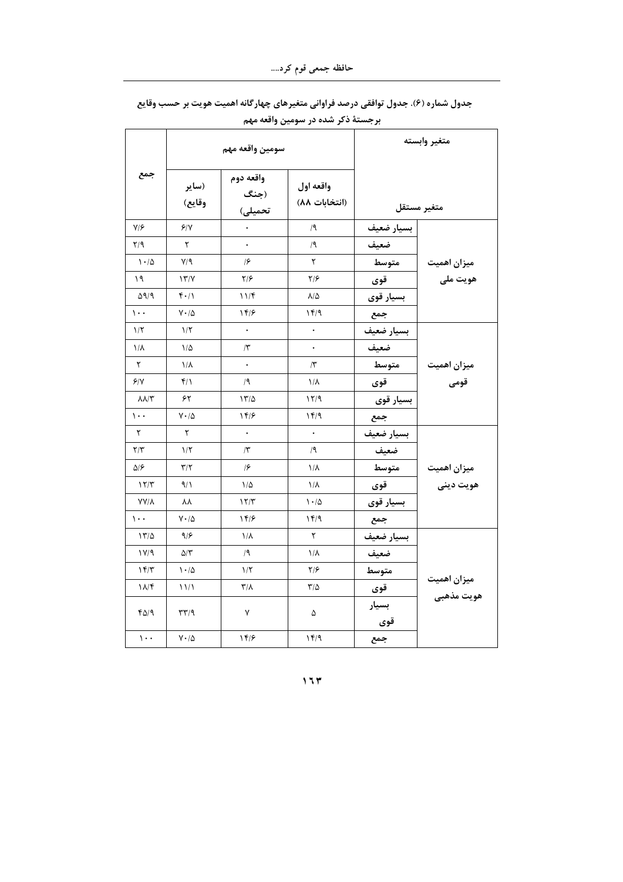**جدول شماره (۶). جدول توافقی درصد فراوانی متغیرهای چهارگانه اهمیت هویت بر حسب وقایع برجستهٔ ذکر شده در سومین واقعه مهم**

| متغیر وابسته / متغیر مستقل | | سومین واقعه مهم | | | جمع |
|---|---|---|---|---|---|
| | | واقعه اول (انتخابات ۸۸) | واقعه دوم (جنگ تحمیلی) | (سایر وقایع) | |
| میزان اهمیت هویت ملی | بسیار ضعیف | /۹ | ۰ | ۶/۷ | ۷/۶ |
| | ضعیف | /۹ | ۰ | ۲ | ۲/۹ |
| | متوسط | ۲ | /۶ | ۷/۹ | ۱۰/۵ |
| | قوی | ۲/۶ | ۲/۶ | ۱۳/۷ | ۱۹ |
| | بسیار قوی | ۸/۵ | ۱۱/۴ | ۴۰/۱ | ۵۹/۹ |
| | جمع | ۱۴/۹ | ۱۴/۶ | ۷۰/۵ | ۱۰۰ |
| میزان اهمیت قومی | بسیار ضعیف | ۰ | ۰ | ۱/۲ | ۱/۲ |
| | ضعیف | ۰ | /۳ | ۱/۵ | ۱/۸ |
| | متوسط | /۳ | ۰ | ۱/۸ | ۲ |
| | قوی | ۱/۸ | /۹ | ۴/۱ | ۶/۷ |
| | بسیار قوی | ۱۲/۹ | ۱۳/۵ | ۶۲ | ۸۸/۳ |
| | جمع | ۱۴/۹ | ۱۴/۶ | ۷۰/۵ | ۱۰۰ |
| میزان اهمیت هویت دینی | بسیار ضعیف | ۰ | ۰ | ۲ | ۲ |
| | ضعیف | /۹ | /۳ | ۱/۲ | ۲/۳ |
| | متوسط | ۱/۸ | /۶ | ۳/۲ | ۵/۶ |
| | قوی | ۱/۸ | ۱/۵ | ۹/۱ | ۱۲/۳ |
| | بسیار قوی | ۱۰/۵ | ۱۲/۳ | ۸۸ | ۷۷/۸ |
| | جمع | ۱۴/۹ | ۱۴/۶ | ۷۰/۵ | ۱۰۰ |
| میزان اهمیت هویت مذهبی | بسیار ضعیف | ۲ | ۱/۸ | ۹/۶ | ۱۳/۵ |
| | ضعیف | ۱/۸ | /۹ | ۵/۳ | ۱۷/۹ |
| | متوسط | ۲/۶ | ۱/۲ | ۱۰/۵ | ۱۴/۳ |
| | قوی | ۳/۵ | ۳/۸ | ۱۱/۱ | ۱۸/۴ |
| | بسیار قوی | ۵ | ۷ | ۳۳/۹ | ۴۵/۹ |
| | جمع | ۱۴/۹ | ۱۴/۶ | ۷۰/۵ | ۱۰۰ |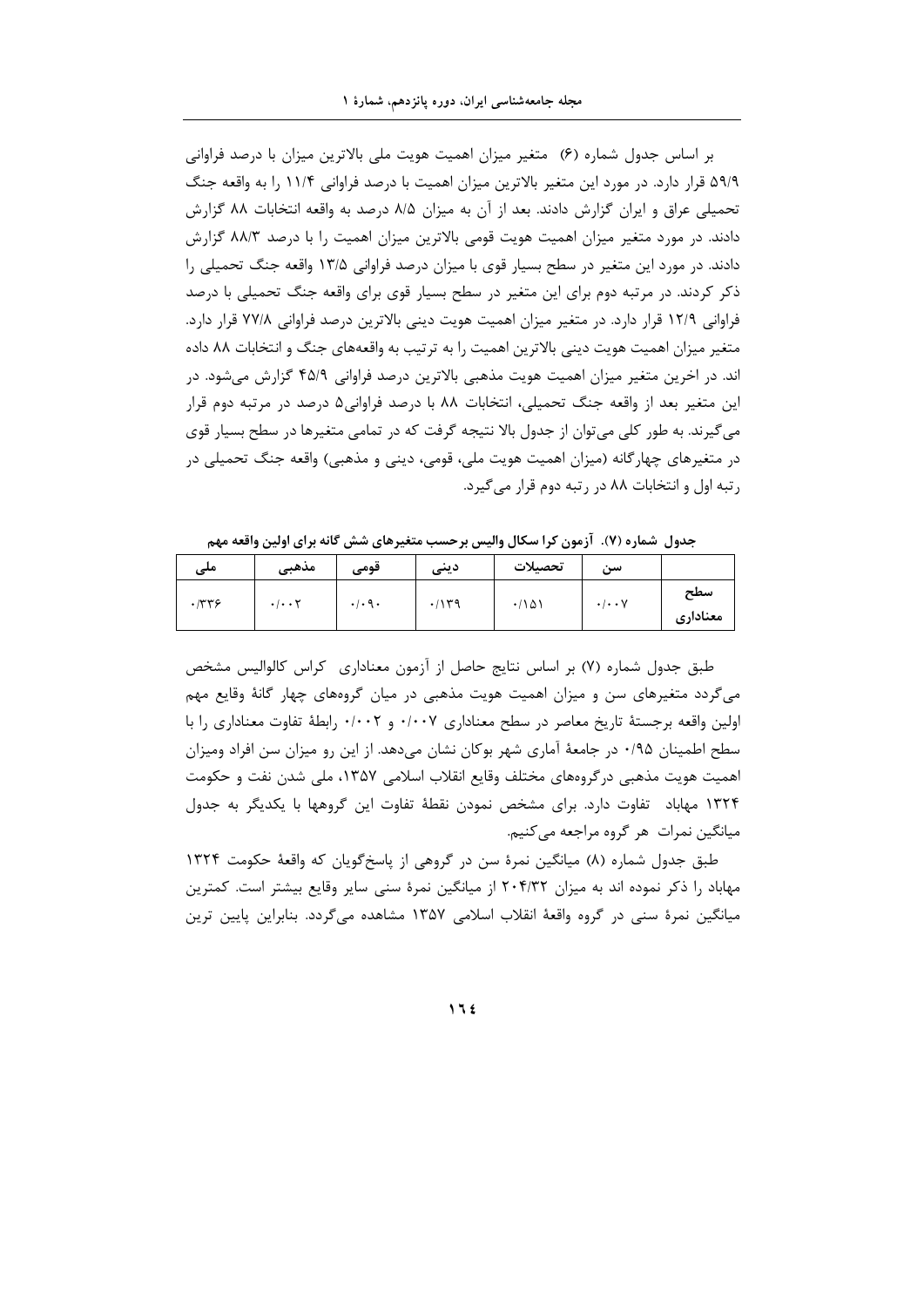بر اساس جدول شماره (۶) متغیر میزان اهمیت هویت ملی بالاترین میزان با درصد فراوانی ۵۹/۹ قرار دارد. در مورد این متغیر بالاترین میزان اهمیت با درصد فراوانی ۱۱/۴ را به واقعه جنگ تحمیلی عراق و ایران گزارش دادند. بعد از آن به میزان ۸/۵ درصد به واقعه انتخابات ۸۸ گزارش دادند. در مورد متغیر میزان اهمیت هویت قومی بالاترین میزان اهمیت را با درصد ۸۸/۳ گزارش دادند. در مورد این متغیر در سطح بسیار قوی با میزان درصد فراوانی ۱۳/۵ واقعه جنگ تحمیلی را ذکر کردند. در مرتبه دوم برای این متغیر در سطح بسیار قوی برای واقعه جنگ تحمیلی با درصد فراوانی ۱۲/۹ قرار دارد. در متغیر میزان اهمیت هویت دینی بالاترین درصد فراوانی ۷۷/۸ قرار دارد. متغیر میزان اهمیت هویت دینی بالاترین اهمیت را به ترتیب به واقعه‌های جنگ و انتخابات ۸۸ داده اند. در اخرین متغیر میزان اهمیت هویت مذهبی بالاترین درصد فراوانی ۴۵/۹ گزارش می‌شود. در این متغیر بعد از واقعه جنگ تحمیلی، انتخابات ۸۸ با درصد فراوانی۵ درصد در مرتبه دوم قرار می‌گیرند. به طور کلی می‌توان از جدول بالا نتیجه گرفت که در تمامی متغیرها در سطح بسیار قوی در متغیرهای چهارگانه (میزان اهمیت هویت ملی، قومی، دینی و مذهبی) واقعه جنگ تحمیلی در رتبه اول و انتخابات ۸۸ در رتبه دوم قرار می‌گیرد.

**جدول شماره (۷). آزمون کرا سکال والیس برحسب متغیرهای شش گانه برای اولین واقعه مهم**

| | سن | تحصیلات | دینی | قومی | مذهبی | ملی |
|---|---|---|---|---|---|---|
| سطح معناداری | ۰/۰۰۷ | ۰/۱۵۱ | ۰/۱۳۹ | ۰/۰۹۰ | ۰/۰۰۲ | ۰/۳۳۶ |

طبق جدول شماره (۷) بر اساس نتایج حاصل از آزمون معناداری کراس کالوالیس مشخص می‌گردد متغیرهای سن و میزان اهمیت هویت مذهبی در میان گروه‌های چهار گانهٔ وقایع مهم اولین واقعه برجستهٔ تاریخ معاصر در سطح معناداری ۰/۰۰۷ و ۰/۰۰۲ رابطهٔ تفاوت معناداری را با سطح اطمینان ۰/۹۵ در جامعهٔ آماری شهر بوکان نشان می‌دهد. از این رو میزان سن افراد ومیزان اهمیت هویت مذهبی درگروه‌های مختلف وقایع انقلاب اسلامی ۱۳۵۷، ملی شدن نفت و حکومت ۱۳۲۴ مهاباد تفاوت دارد. برای مشخص نمودن نقطهٔ تفاوت این گروهها با یکدیگر به جدول میانگین نمرات هر گروه مراجعه می‌کنیم.

طبق جدول شماره (۸) میانگین نمرهٔ سن در گروهی از پاسخ‌گویان که واقعهٔ حکومت ۱۳۲۴ مهاباد را ذکر نموده اند به میزان ۲۰۴/۳۲ از میانگین نمرهٔ سنی سایر وقایع بیشتر است. کمترین میانگین نمرهٔ سنی در گروه واقعهٔ انقلاب اسلامی ۱۳۵۷ مشاهده می‌گردد. بنابراین پایین ترین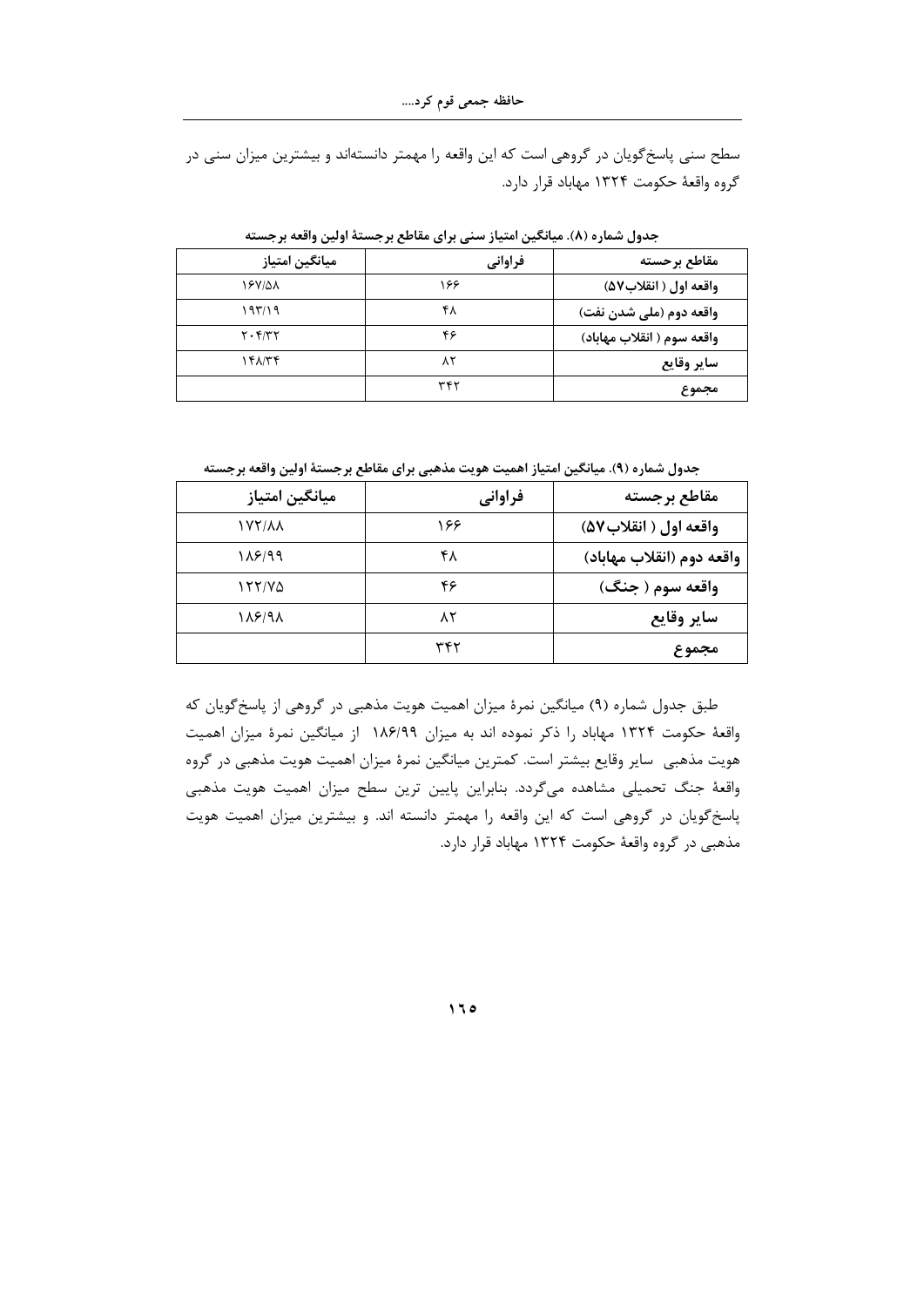سطح سنی پاسخ‌گویان در گروهی است که این واقعه را مهمتر دانسته‌اند و بیشترین میزان سنی در گروه واقعهٔ حکومت ۱۳۲۴ مهاباد قرار دارد.

**جدول شماره (۸). میانگین امتیاز سنی برای مقاطع برجستهٔ اولین واقعه برجسته**

| مقاطع برجسته | فراوانی | میانگین امتیاز |
|---|---|---|
| واقعه اول ( انقلاب۵۷) | ۱۶۶ | ۱۶۷/۵۸ |
| واقعه دوم (ملی شدن نفت) | ۴۸ | ۱۹۳/۱۹ |
| واقعه سوم ( انقلاب مهاباد) | ۴۶ | ۲۰۴/۳۲ |
| سایر وقایع | ۸۲ | ۱۴۸/۳۴ |
| مجموع | ۳۴۲ | |

**جدول شماره (۹). میانگین امتیاز اهمیت هویت مذهبی برای مقاطع برجستهٔ اولین واقعه برجسته**

| مقاطع برجسته | فراوانی | میانگین امتیاز |
|---|---|---|
| واقعه اول ( انقلاب۵۷) | ۱۶۶ | ۱۷۲/۸۸ |
| واقعه دوم (انقلاب مهاباد) | ۴۸ | ۱۸۶/۹۹ |
| واقعه سوم ( جنگ) | ۴۶ | ۱۲۲/۷۵ |
| سایر وقایع | ۸۲ | ۱۸۶/۹۸ |
| مجموع | ۳۴۲ | |

طبق جدول شماره (۹) میانگین نمرهٔ میزان اهمیت هویت مذهبی در گروهی از پاسخ‌گویان که واقعهٔ حکومت ۱۳۲۴ مهاباد را ذکر نموده اند به میزان ۱۸۶/۹۹ از میانگین نمرهٔ میزان اهمیت هویت مذهبی سایر وقایع بیشتر است. کمترین میانگین نمرهٔ میزان اهمیت هویت مذهبی در گروه واقعهٔ جنگ تحمیلی مشاهده می‌گردد. بنابراین پایین ترین سطح میزان اهمیت هویت مذهبی پاسخ‌گویان در گروهی است که این واقعه را مهمتر دانسته اند. و بیشترین میزان اهمیت هویت مذهبی در گروه واقعهٔ حکومت ۱۳۲۴ مهاباد قرار دارد.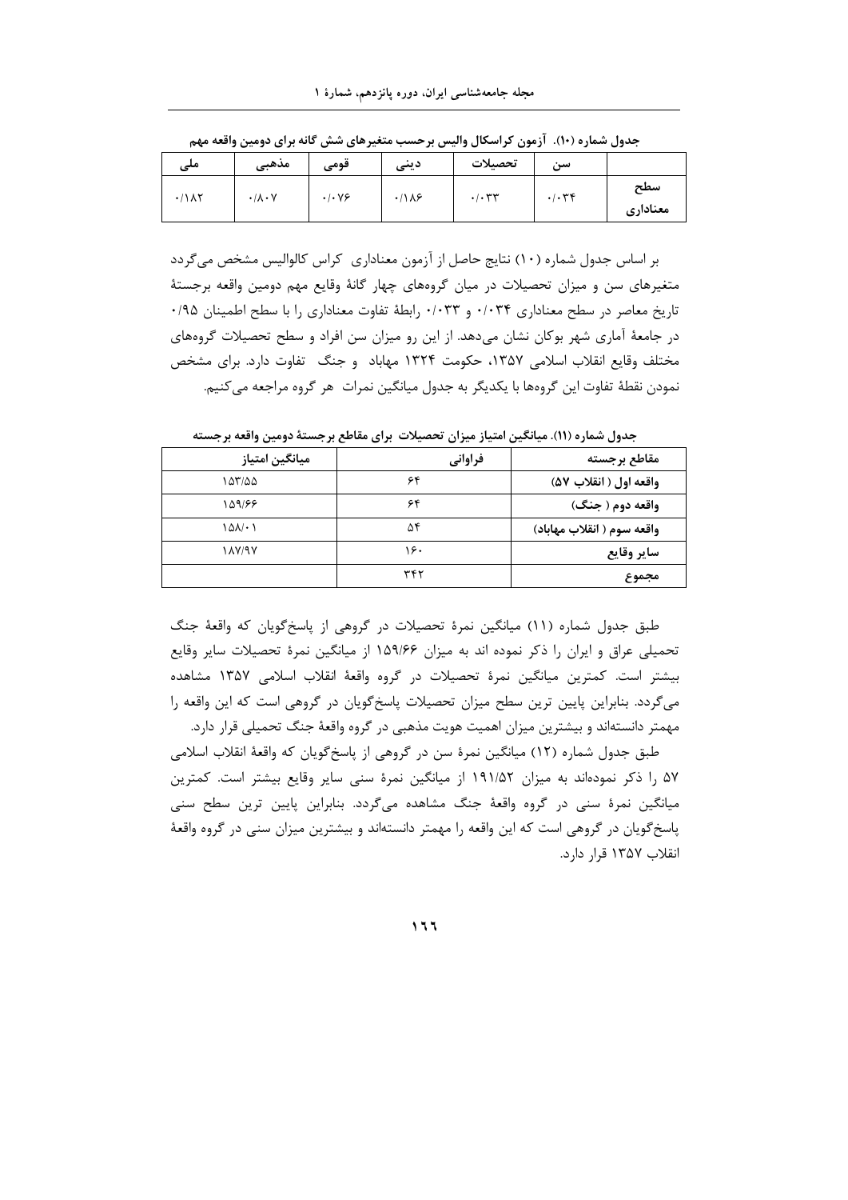**جدول شماره (۱۰). آزمون کراسکال والیس برحسب متغیرهای شش گانه برای دومین واقعه مهم**

| | سن | تحصیلات | دینی | قومی | مذهبی | ملی |
|---|---|---|---|---|---|---|
| سطح معناداری | ۰/۰۳۴ | ۰/۰۳۳ | ۰/۱۸۶ | ۰/۰۷۶ | ۰/۸۰۷ | ۰/۱۸۲ |

بر اساس جدول شماره (۱۰) نتایج حاصل از آزمون معناداری کراس کالوالیس مشخص می‌گردد متغیرهای سن و میزان تحصیلات در میان گروه‌های چهار گانهٔ وقایع مهم دومین واقعه برجستهٔ تاریخ معاصر در سطح معناداری ۰/۰۳۴ و ۰/۰۳۳ رابطهٔ تفاوت معناداری را با سطح اطمینان ۰/۹۵ در جامعهٔ آماری شهر بوکان نشان می‌دهد. از این رو میزان سن افراد و سطح تحصیلات گروه‌های مختلف وقایع انقلاب اسلامی ۱۳۵۷، حکومت ۱۳۲۴ مهاباد و جنگ تفاوت دارد. برای مشخص نمودن نقطهٔ تفاوت این گروه‌ها با یکدیگر به جدول میانگین نمرات هر گروه مراجعه می‌کنیم.

**جدول شماره (۱۱). میانگین امتیاز میزان تحصیلات برای مقاطع برجستهٔ دومین واقعه برجسته**

| مقاطع برجسته | فراوانی | میانگین امتیاز |
|---|---|---|
| واقعه اول ( انقلاب ۵۷) | ۶۴ | ۱۵۳/۵۵ |
| واقعه دوم ( جنگ) | ۶۴ | ۱۵۹/۶۶ |
| واقعه سوم ( انقلاب مهاباد) | ۵۴ | ۱۵۸/۰۱ |
| سایر وقایع | ۱۶۰ | ۱۸۷/۹۷ |
| مجموع | ۳۴۲ | |

طبق جدول شماره (۱۱) میانگین نمرهٔ تحصیلات در گروهی از پاسخ‌گویان که واقعهٔ جنگ تحمیلی عراق و ایران را ذکر نموده اند به میزان ۱۵۹/۶۶ از میانگین نمرهٔ تحصیلات سایر وقایع بیشتر است. کمترین میانگین نمرهٔ تحصیلات در گروه واقعهٔ انقلاب اسلامی ۱۳۵۷ مشاهده می‌گردد. بنابراین پایین ترین سطح میزان تحصیلات پاسخ‌گویان در گروهی است که این واقعه را مهمتر دانسته‌اند و بیشترین میزان اهمیت هویت مذهبی در گروه واقعهٔ جنگ تحمیلی قرار دارد.

طبق جدول شماره (۱۲) میانگین نمرهٔ سن در گروهی از پاسخ‌گویان که واقعهٔ انقلاب اسلامی ۵۷ را ذکر نموده‌اند به میزان ۱۹۱/۵۲ از میانگین نمرهٔ سنی سایر وقایع بیشتر است. کمترین میانگین نمرهٔ سنی در گروه واقعهٔ جنگ مشاهده می‌گردد. بنابراین پایین ترین سطح سنی پاسخ‌گویان در گروهی است که این واقعه را مهمتر دانسته‌اند و بیشترین میزان سنی در گروه واقعهٔ انقلاب ۱۳۵۷ قرار دارد.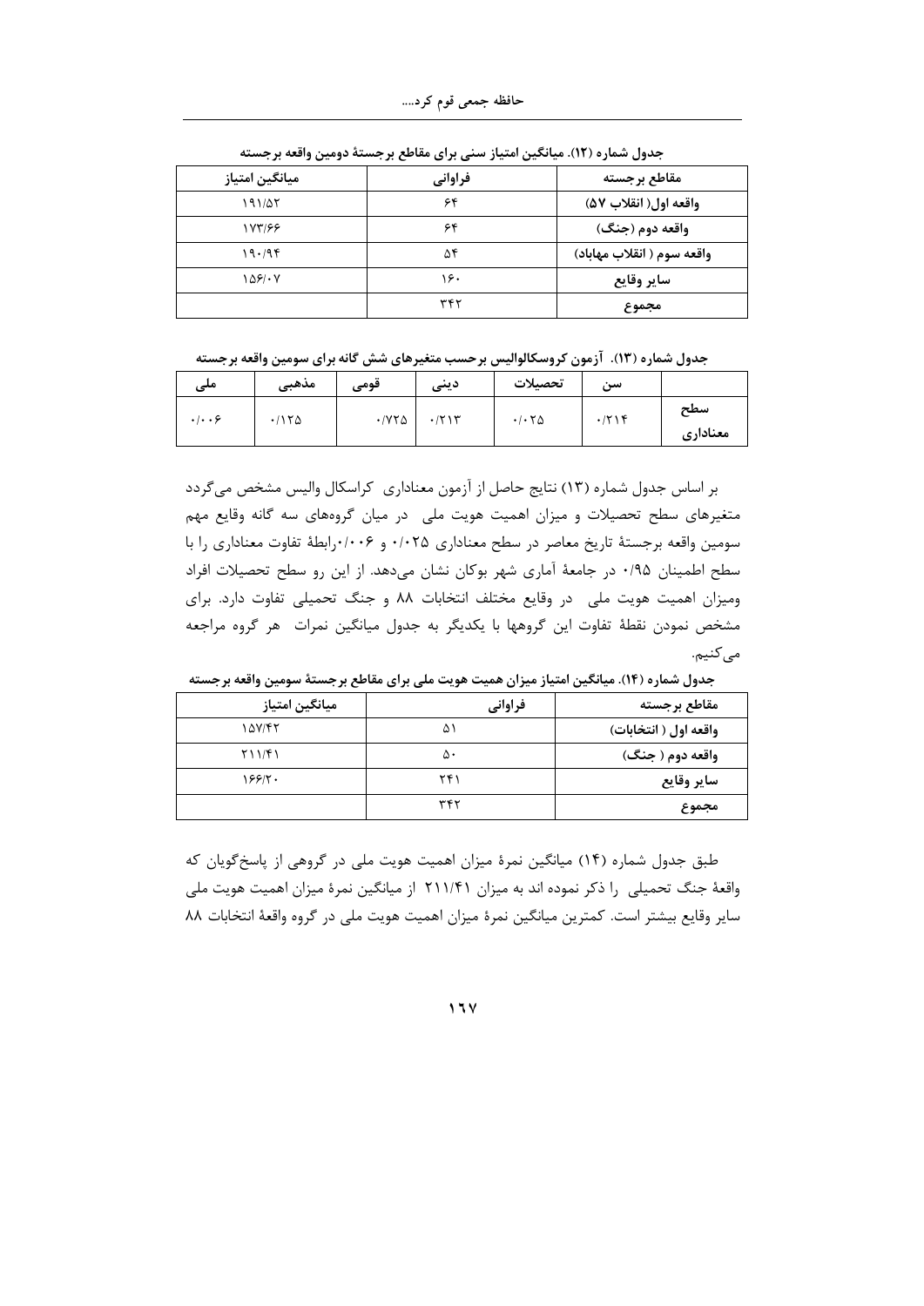جدول شماره (۱۲). میانگین امتیاز سنی برای مقاطع برجستهٔ دومین واقعه برجسته

| مقاطع برجسته | فراوانی | میانگین امتیاز |
|---|---|---|
| واقعه اول( انقلاب ۵۷) | ۶۴ | ۱۹۱/۵۲ |
| واقعه دوم (جنگ) | ۶۴ | ۱۷۳/۶۶ |
| واقعه سوم ( انقلاب مهاباد) | ۵۴ | ۱۹۰/۹۴ |
| سایر وقایع | ۱۶۰ | ۱۵۶/۰۷ |
| مجموع | ۳۴۲ | |

جدول شماره (۱۳). آزمون کروسکالوالیس برحسب متغیرهای شش گانه برای سومین واقعه برجسته

| | سن | تحصیلات | دینی | قومی | مذهبی | ملی |
|---|---|---|---|---|---|---|
| سطح معناداری | ۰/۲۱۴ | ۰/۰۲۵ | ۰/۲۱۳ | ۰/۷۲۵ | ۰/۱۲۵ | ۰/۰۰۶ |

بر اساس جدول شماره (۱۳) نتایج حاصل از آزمون معناداری کراسکال والیس مشخص می‌گردد متغیرهای سطح تحصیلات و میزان اهمیت هویت ملی در میان گروه‌های سه گانه وقایع مهم سومین واقعه برجستهٔ تاریخ معاصر در سطح معناداری ۰/۰۲۵ و ۰/۰۰۶رابطهٔ تفاوت معناداری را با سطح اطمینان ۰/۹۵ در جامعهٔ آماری شهر بوکان نشان می‌دهد. از این رو سطح تحصیلات افراد ومیزان اهمیت هویت ملی در وقایع مختلف انتخابات ۸۸ و جنگ تحمیلی تفاوت دارد. برای مشخص نمودن نقطهٔ تفاوت این گروهها با یکدیگر به جدول میانگین نمرات هر گروه مراجعه می‌کنیم.

جدول شماره (۱۴). میانگین امتیاز میزان همیت هویت ملی برای مقاطع برجستهٔ سومین واقعه برجسته

| مقاطع برجسته | فراوانی | میانگین امتیاز |
|---|---|---|
| واقعه اول ( انتخابات) | ۵۱ | ۱۵۷/۴۲ |
| واقعه دوم ( جنگ) | ۵۰ | ۲۱۱/۴۱ |
| سایر وقایع | ۲۴۱ | ۱۶۶/۲۰ |
| مجموع | ۳۴۲ | |

طبق جدول شماره (۱۴) میانگین نمرهٔ میزان اهمیت هویت ملی در گروهی از پاسخ‌گویان که واقعهٔ جنگ تحمیلی را ذکر نموده اند به میزان ۲۱۱/۴۱ از میانگین نمرهٔ میزان اهمیت هویت ملی سایر وقایع بیشتر است. کمترین میانگین نمرهٔ میزان اهمیت هویت ملی در گروه واقعهٔ انتخابات ۸۸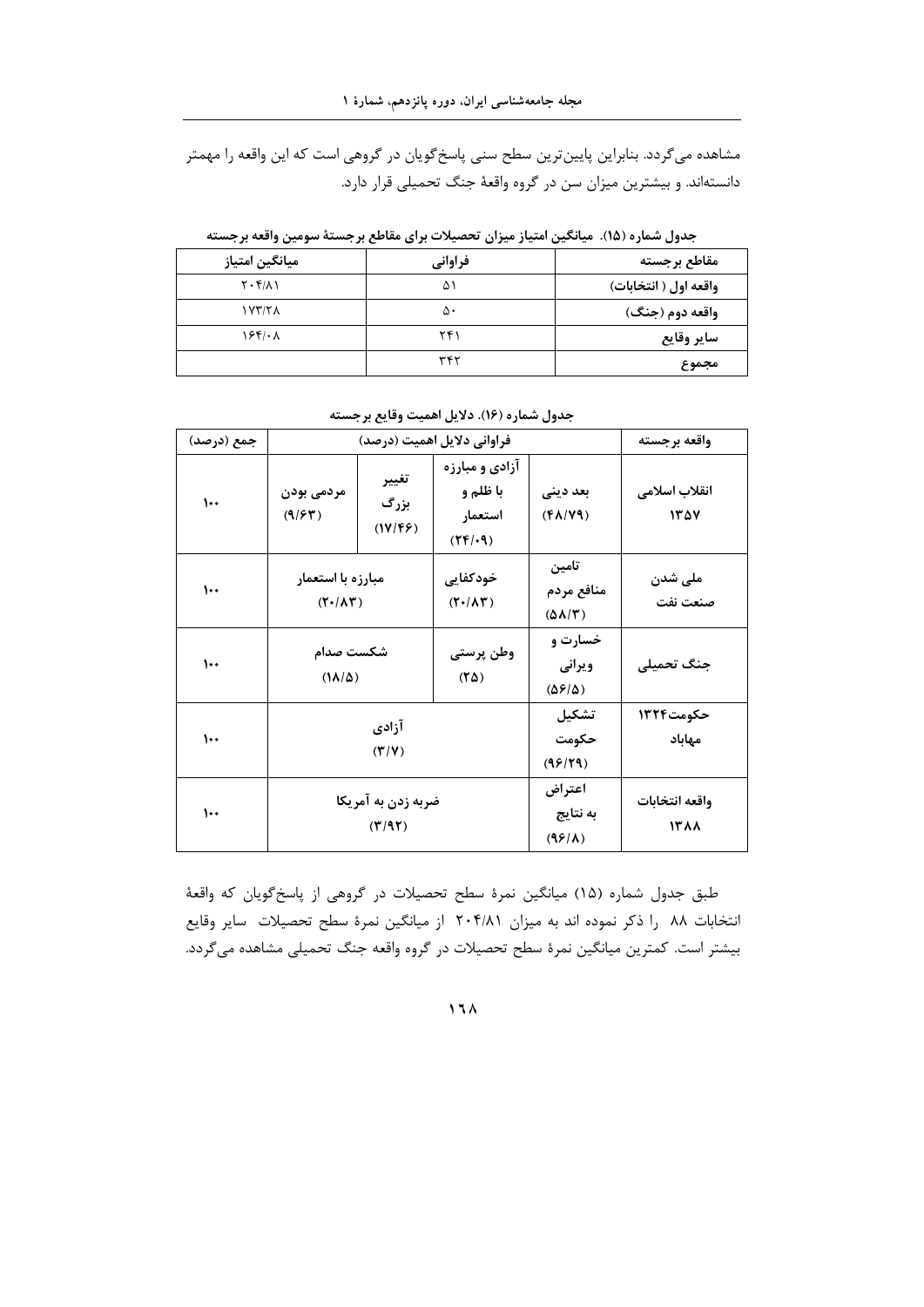مشاهده می‌گردد. بنابراین پایین‌ترین سطح سنی پاسخ‌گویان در گروهی است که این واقعه را مهمتر دانسته‌اند. و بیشترین میزان سن در گروه واقعهٔ جنگ تحمیلی قرار دارد.

**جدول شماره (۱۵). میانگین امتیاز میزان تحصیلات برای مقاطع برجستهٔ سومین واقعه برجسته**

| مقاطع برجسته | فراوانی | میانگین امتیاز |
|---|---|---|
| واقعه اول ( انتخابات) | ۵۱ | ۲۰۴/۸۱ |
| واقعه دوم (جنگ) | ۵۰ | ۱۷۳/۲۸ |
| سایر وقایع | ۲۴۱ | ۱۶۴/۰۸ |
| مجموع | ۳۴۲ | |

**جدول شماره (۱۶). دلایل اهمیت وقایع برجسته**

| واقعه برجسته | فراوانی دلایل اهمیت (درصد) | | | | جمع (درصد) |
|---|---|---|---|---|---|
| انقلاب اسلامی ۱۳۵۷ | بعد دینی (۴۸/۷۹) | آزادی و مبارزه با ظلم و استعمار (۲۴/۰۹) | تغییر بزرگ (۱۷/۴۶) | مردمی بودن (۹/۶۳) | ۱۰۰ |
| ملی شدن صنعت نفت | تامین منافع مردم (۵۸/۳) | خودکفایی (۲۰/۸۳) | مبارزه با استعمار (۲۰/۸۳) | | ۱۰۰ |
| جنگ تحمیلی | خسارت و ویرانی (۵۶/۵) | وطن پرستی (۲۵) | شکست صدام (۱۸/۵) | | ۱۰۰ |
| حکومت ۱۳۲۴ مهاباد | تشکیل حکومت (۹۶/۲۹) | آزادی (۳/۷) | | | ۱۰۰ |
| واقعه انتخابات ۱۳۸۸ | اعتراض به نتایج (۹۶/۸) | ضربه زدن به آمریکا (۳/۹۲) | | | ۱۰۰ |

طبق جدول شماره (۱۵) میانگین نمرهٔ سطح تحصیلات در گروهی از پاسخ‌گویان که واقعهٔ انتخابات ۸۸ را ذکر نموده اند به میزان ۲۰۴/۸۱ از میانگین نمرهٔ سطح تحصیلات سایر وقایع بیشتر است. کمترین میانگین نمرهٔ سطح تحصیلات در گروه واقعه جنگ تحمیلی مشاهده می‌گردد.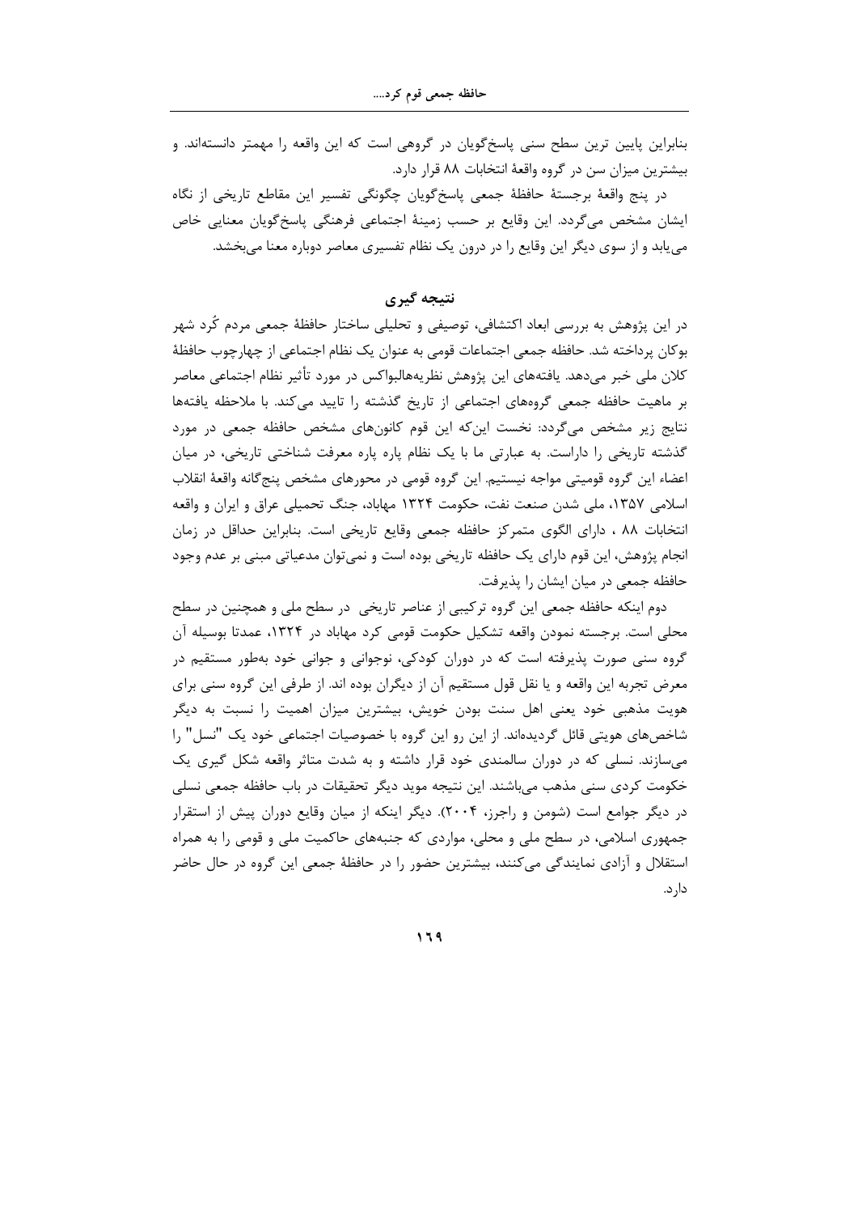بنابراین پایین ترین سطح سنی پاسخ‌گویان در گروهی است که این واقعه را مهمتر دانسته‌اند. و بیشترین میزان سن در گروه واقعهٔ انتخابات ۸۸ قرار دارد.

در پنج واقعهٔ برجستهٔ حافظهٔ جمعی پاسخ‌گویان چگونگی تفسیر این مقاطع تاریخی از نگاه ایشان مشخص می‌گردد. این وقایع بر حسب زمینهٔ اجتماعی فرهنگی پاسخ‌گویان معنایی خاص می‌یابد و از سوی دیگر این وقایع را در درون یک نظام تفسیری معاصر دوباره معنا می‌بخشد.

## نتیجه گیری

در این پژوهش به بررسی ابعاد اکتشافی، توصیفی و تحلیلی ساختار حافظهٔ جمعی مردم کُرد شهر بوکان پرداخته شد. حافظه جمعی اجتماعات قومی به عنوان یک نظام اجتماعی از چهارچوب حافظهٔ کلان ملی خبر می‌دهد. یافته‌های این پژوهش نظریه‌هالبواکس در مورد تأثیر نظام اجتماعی معاصر بر ماهیت حافظه جمعی گروه‌های اجتماعی از تاریخ گذشته را تایید می‌کند. با ملاحظه یافته‌ها نتایج زیر مشخص می‌گردد: نخست این‌که این قوم کانون‌های مشخص حافظه جمعی در مورد گذشته تاریخی را داراست. به عبارتی ما با یک نظام پاره پاره معرفت شناختی تاریخی، در میان اعضاء این گروه قومیتی مواجه نیستیم. این گروه قومی در محورهای مشخص پنج‌گانه واقعهٔ انقلاب اسلامی ۱۳۵۷، ملی شدن صنعت نفت، حکومت ۱۳۲۴ مهاباد، جنگ تحمیلی عراق و ایران و واقعه انتخابات ۸۸ ، دارای الگوی متمرکز حافظه جمعی وقایع تاریخی است. بنابراین حداقل در زمان انجام پژوهش، این قوم دارای یک حافظه تاریخی بوده است و نمی‌توان مدعیاتی مبنی بر عدم وجود حافظه جمعی در میان ایشان را پذیرفت.

دوم اینکه حافظه جمعی این گروه ترکیبی از عناصر تاریخی در سطح ملی و همچنین در سطح محلی است. برجسته نمودن واقعه تشکیل حکومت قومی کرد مهاباد در ۱۳۲۴، عمدتا بوسیله آن گروه سنی صورت پذیرفته است که در دوران کودکی، نوجوانی و جوانی خود به‌طور مستقیم در معرض تجربه این واقعه و یا نقل قول مستقیم آن از دیگران بوده اند. از طرفی این گروه سنی برای هویت مذهبی خود یعنی اهل سنت بودن خویش، بیشترین میزان اهمیت را نسبت به دیگر شاخص‌های هویتی قائل گردیده‌اند. از این رو این گروه با خصوصیات اجتماعی خود یک "نسل" را می‌سازند. نسلی که در دوران سالمندی خود قرار داشته و به شدت متاثر واقعه شکل گیری یک خکومت کردی سنی مذهب می‌باشند. این نتیجه موید دیگر تحقیقات در باب حافظه جمعی نسلی در دیگر جوامع است (شومن و راجرز، ۲۰۰۴). دیگر اینکه از میان وقایع دوران پیش از استقرار جمهوری اسلامی، در سطح ملی و محلی، مواردی که جنبه‌های حاکمیت ملی و قومی را به همراه استقلال و آزادی نمایندگی می‌کنند، بیشترین حضور را در حافظهٔ جمعی این گروه در حال حاضر دارد.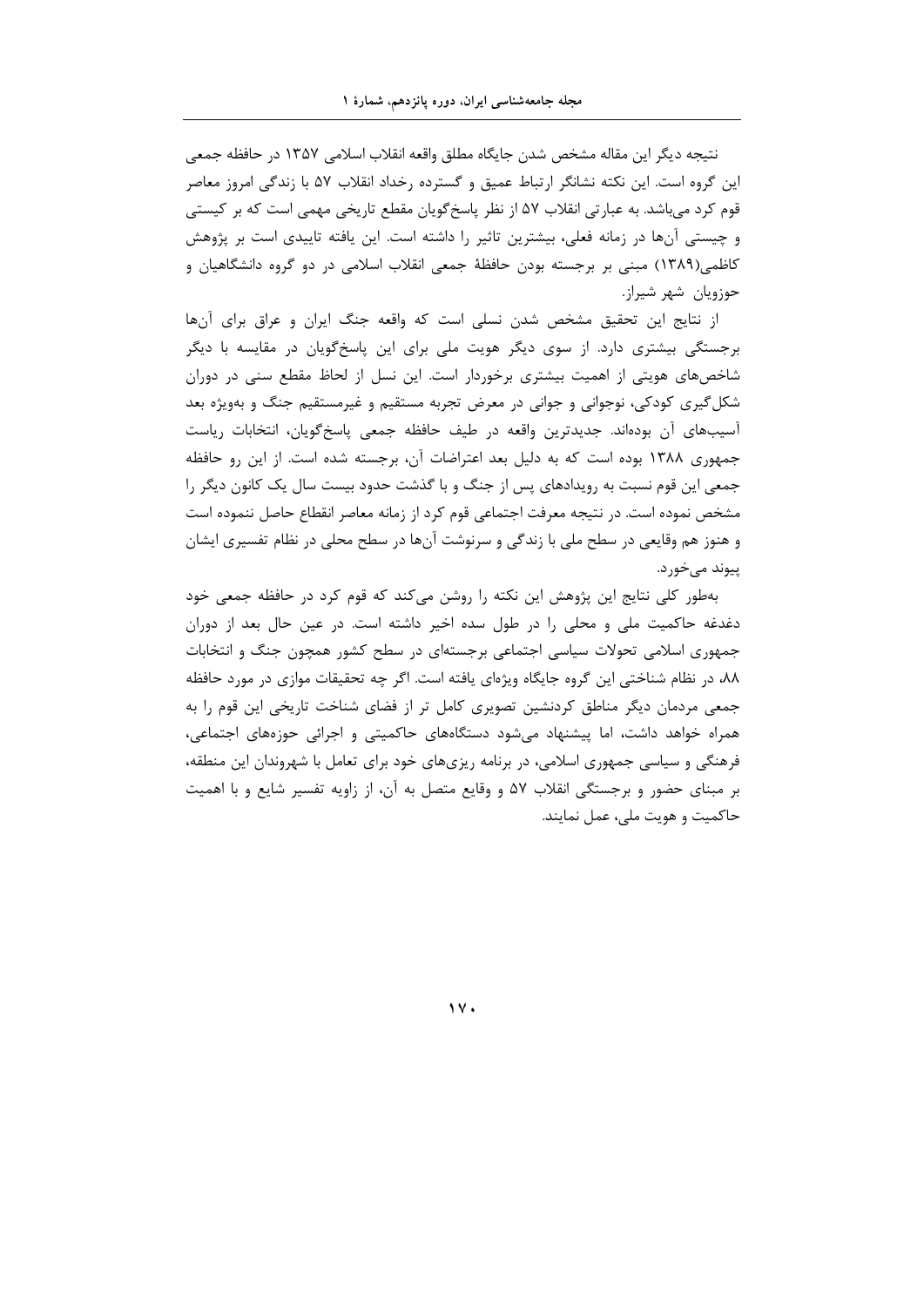نتیجه دیگر این مقاله مشخص شدن جایگاه مطلق واقعه انقلاب اسلامی ۱۳۵۷ در حافظه جمعی این گروه است. این نکته نشانگر ارتباط عمیق و گسترده رخداد انقلاب ۵۷ با زندگی امروز معاصر قوم کرد می‌باشد. به عبارتی انقلاب ۵۷ از نظر پاسخ‌گویان مقطع تاریخی مهمی است که بر کیستی و چیستی آن‌ها در زمانه فعلی، بیشترین تاثیر را داشته است. این یافته تاییدی است بر پژوهش کاظمی(۱۳۸۹) مبنی بر برجسته بودن حافظهٔ جمعی انقلاب اسلامی در دو گروه دانشگاهیان و حوزویان شهر شیراز.

از نتایج این تحقیق مشخص شدن نسلی است که واقعه جنگ ایران و عراق برای آن‌ها برجستگی بیشتری دارد. از سوی دیگر هویت ملی برای این پاسخ‌گویان در مقایسه با دیگر شاخص‌های هویتی از اهمیت بیشتری برخوردار است. این نسل از لحاظ مقطع سنی در دوران شکل‌گیری کودکی، نوجوانی و جوانی در معرض تجربه مستقیم و غیرمستقیم جنگ و به‌ویژه بعد آسیب‌های آن بوده‌اند. جدیدترین واقعه در طیف حافظه جمعی پاسخ‌گویان، انتخابات ریاست جمهوری ۱۳۸۸ بوده است که به دلیل بعد اعتراضات آن، برجسته شده است. از این رو حافظه جمعی این قوم نسبت به رویدادهای پس از جنگ و با گذشت حدود بیست سال یک کانون دیگر را مشخص نموده است. در نتیجه معرفت اجتماعی قوم کرد از زمانه معاصر انقطاع حاصل ننموده است و هنوز هم وقایعی در سطح ملی با زندگی و سرنوشت آن‌ها در سطح محلی در نظام تفسیری ایشان پیوند می‌خورد.

به‌طور کلی نتایج این پژوهش این نکته را روشن می‌کند که قوم کرد در حافظه جمعی خود دغدغه حاکمیت ملی و محلی را در طول سده اخیر داشته است. در عین حال بعد از دوران جمهوری اسلامی تحولات سیاسی اجتماعی برجسته‌ای در سطح کشور همچون جنگ و انتخابات ۸۸، در نظام شناختی این گروه جایگاه ویژه‌ای یافته است. اگر چه تحقیقات موازی در مورد حافظه جمعی مردمان دیگر مناطق کردنشین تصویری کامل تر از فضای شناخت تاریخی این قوم را به همراه خواهد داشت، اما پیشنهاد می‌شود دستگاه‌های حاکمیتی و اجرائی حوزه‌های اجتماعی، فرهنگی و سیاسی جمهوری اسلامی، در برنامه ریزی‌های خود برای تعامل با شهروندان این منطقه، بر مبنای حضور و برجستگی انقلاب ۵۷ و وقایع متصل به آن، از زاویه تفسیر شایع و با اهمیت حاکمیت و هویت ملی، عمل نمایند.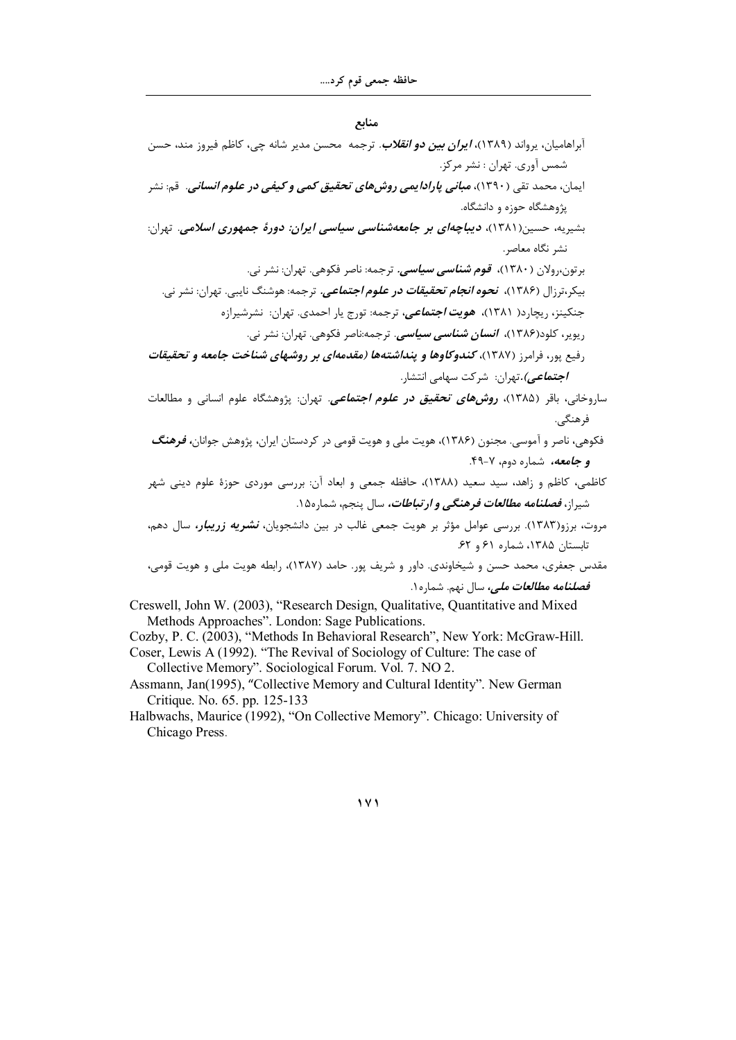## منابع

آبراهامیان، یرواند (۱۳۸۹)، ***ایران بین دو انقلاب***. ترجمه محسن مدیر شانه چی، کاظم فیروز مند، حسن شمس آوری. تهران : نشر مرکز.

ایمان، محمد تقی (۱۳۹۰)، ***مبانی پارادایمی روش‌های تحقیق کمی و کیفی در علوم انسانی***. قم: نشر پژوهشگاه حوزه و دانشگاه.

بشیریه، حسین(۱۳۸۱)، ***دیباچه‌ای بر جامعه‌شناسی سیاسی ایران: دورهٔ جمهوری اسلامی***. تهران: نشر نگاه معاصر.

برتون،رولان (۱۳۸۰)، ***قوم شناسی سیاسی***. ترجمه: ناصر فکوهی. تهران: نشر نی.

بیکر،ترزال (۱۳۸۶)، ***نحوه انجام تحقیقات در علوم اجتماعی***. ترجمه: هوشنگ نایبی. تهران: نشر نی.

جنکینز، ریچارد( ۱۳۸۱)، ***هویت اجتماعی***، ترجمه: تورج یار احمدی. تهران: نشرشیرازه

ریویر، کلود(۱۳۸۶)، ***انسان شناسی سیاسی***. ترجمه:ناصر فکوهی. تهران: نشر نی.

رفیع پور، فرامرز (۱۳۸۷)، ***کندوکاوها و پنداشته‌ها (مقدمه‌ای بر روشهای شناخت جامعه و تحقیقات اجتماعی)***.تهران: شرکت سهامی انتشار.

ساروخانی، باقر (۱۳۸۵)، ***روش‌های تحقیق در علوم اجتماعی***. تهران: پژوهشگاه علوم انسانی و مطالعات فرهنگی.

فکوهی، ناصر و آموسی. مجنون (۱۳۸۶)، هویت ملی و هویت قومی در کردستان ایران، پژوهش جوانان، ***فرهنگ و جامعه***، شماره دوم، ۷-۴۹.

کاظمی، کاظم و زاهد، سید سعید (۱۳۸۸)، حافظه جمعی و ابعاد آن: بررسی موردی حوزهٔ علوم دینی شهر شیراز، ***فصلنامه مطالعات فرهنگی و ارتباطات***، سال پنجم، شماره۱۵.

مروت، برزو(۱۳۸۳). بررسی عوامل مؤثر بر هویت جمعی غالب در بین دانشجویان، ***نشریه زریبار***، سال دهم، تابستان ۱۳۸۵، شماره ۶۱ و ۶۲.

مقدس جعفری، محمد حسن و شیخاوندی. داور و شریف پور. حامد (۱۳۸۷)، رابطه هویت ملی و هویت قومی، ***فصلنامه مطالعات ملی***، سال نهم. شماره۱.

Creswell, John W. (2003), "Research Design, Qualitative, Quantitative and Mixed Methods Approaches". London: Sage Publications.

Cozby, P. C. (2003), "Methods In Behavioral Research", New York: McGraw-Hill.

Coser, Lewis A (1992). "The Revival of Sociology of Culture: The case of Collective Memory". Sociological Forum. Vol. 7. NO 2.

Assmann, Jan(1995), "Collective Memory and Cultural Identity". New German Critique. No. 65. pp. 125-133

Halbwachs, Maurice (1992), "On Collective Memory". Chicago: University of Chicago Press.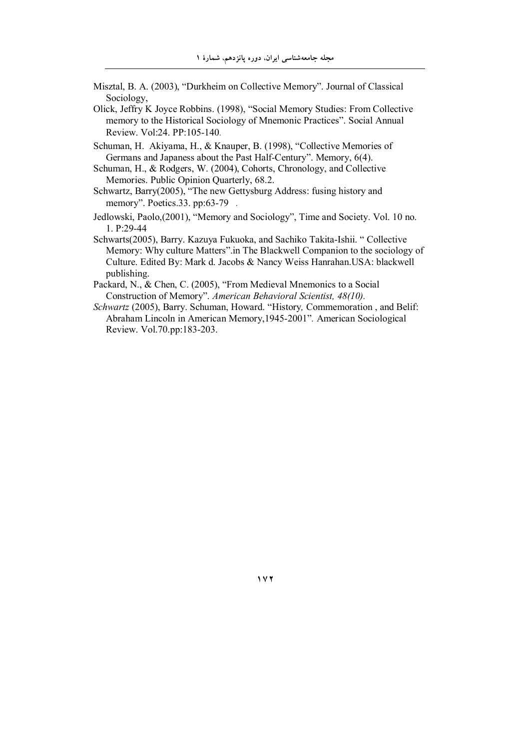Misztal, B. A. (2003), “Durkheim on Collective Memory”. Journal of Classical Sociology,

Olick, Jeffry K Joyce Robbins. (1998), “Social Memory Studies: From Collective memory to the Historical Sociology of Mnemonic Practices”. Social Annual Review. Vol:24. PP:105-140.

Schuman, H. Akiyama, H., & Knauper, B. (1998), “Collective Memories of Germans and Japaness about the Past Half-Century”. Memory, 6(4).

Schuman, H., & Rodgers, W. (2004), Cohorts, Chronology, and Collective Memories. Public Opinion Quarterly, 68.2.

Schwartz, Barry(2005), “The new Gettysburg Address: fusing history and memory”. Poetics.33. pp:63-79 .

Jedlowski, Paolo,(2001), “Memory and Sociology”, Time and Society. Vol. 10 no. 1. P:29-44

Schwarts(2005), Barry. Kazuya Fukuoka, and Sachiko Takita-Ishii. “ Collective Memory: Why culture Matters”.in The Blackwell Companion to the sociology of Culture. Edited By: Mark d. Jacobs & Nancy Weiss Hanrahan.USA: blackwell publishing.

Packard, N., & Chen, C. (2005), “From Medieval Mnemonics to a Social Construction of Memory”. *American Behavioral Scientist, 48(10).*

*Schwartz* (2005), Barry. Schuman, Howard. “History*,* Commemoration , and Belif: Abraham Lincoln in American Memory,1945-2001”*.* American Sociological Review. Vol.70.pp:183-203.